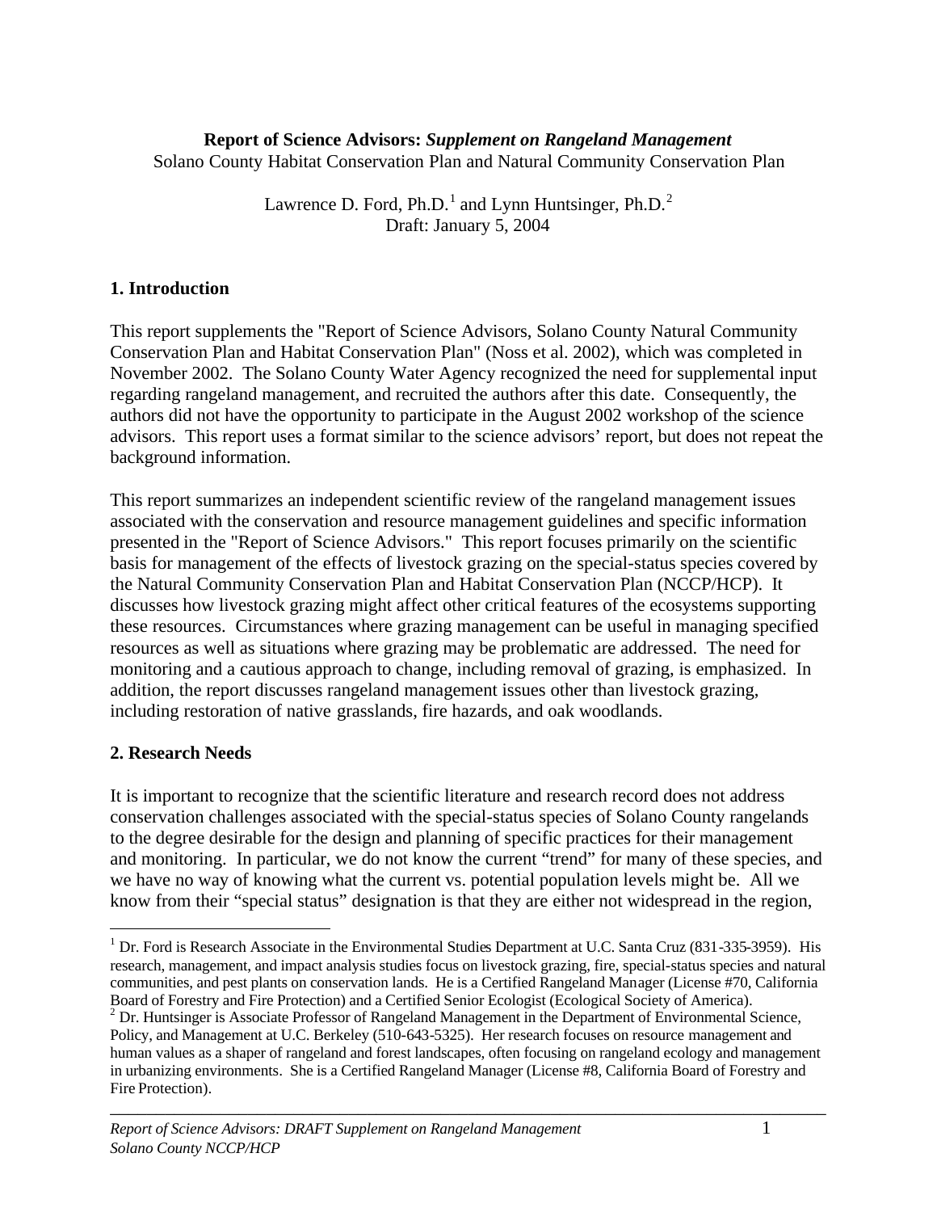**Report of Science Advisors:** ***Supplement on Rangeland Management***
Solano County Habitat Conservation Plan and Natural Community Conservation Plan

Lawrence D. Ford, Ph.D.[1] and Lynn Huntsinger, Ph.D.[2]
Draft: January 5, 2004

## 1. Introduction

This report supplements the "Report of Science Advisors, Solano County Natural Community Conservation Plan and Habitat Conservation Plan" (Noss et al. 2002), which was completed in November 2002. The Solano County Water Agency recognized the need for supplemental input regarding rangeland management, and recruited the authors after this date. Consequently, the authors did not have the opportunity to participate in the August 2002 workshop of the science advisors. This report uses a format similar to the science advisors' report, but does not repeat the background information.

This report summarizes an independent scientific review of the rangeland management issues associated with the conservation and resource management guidelines and specific information presented in the "Report of Science Advisors." This report focuses primarily on the scientific basis for management of the effects of livestock grazing on the special-status species covered by the Natural Community Conservation Plan and Habitat Conservation Plan (NCCP/HCP). It discusses how livestock grazing might affect other critical features of the ecosystems supporting these resources. Circumstances where grazing management can be useful in managing specified resources as well as situations where grazing may be problematic are addressed. The need for monitoring and a cautious approach to change, including removal of grazing, is emphasized. In addition, the report discusses rangeland management issues other than livestock grazing, including restoration of native grasslands, fire hazards, and oak woodlands.

## 2. Research Needs

It is important to recognize that the scientific literature and research record does not address conservation challenges associated with the special-status species of Solano County rangelands to the degree desirable for the design and planning of specific practices for their management and monitoring. In particular, we do not know the current "trend" for many of these species, and we have no way of knowing what the current vs. potential population levels might be. All we know from their "special status" designation is that they are either not widespread in the region,

---

[1] Dr. Ford is Research Associate in the Environmental Studies Department at U.C. Santa Cruz (831-335-3959). His research, management, and impact analysis studies focus on livestock grazing, fire, special-status species and natural communities, and pest plants on conservation lands. He is a Certified Rangeland Manager (License #70, California Board of Forestry and Fire Protection) and a Certified Senior Ecologist (Ecological Society of America).

[2] Dr. Huntsinger is Associate Professor of Rangeland Management in the Department of Environmental Science, Policy, and Management at U.C. Berkeley (510-643-5325). Her research focuses on resource management and human values as a shaper of rangeland and forest landscapes, often focusing on rangeland ecology and management in urbanizing environments. She is a Certified Rangeland Manager (License #8, California Board of Forestry and Fire Protection).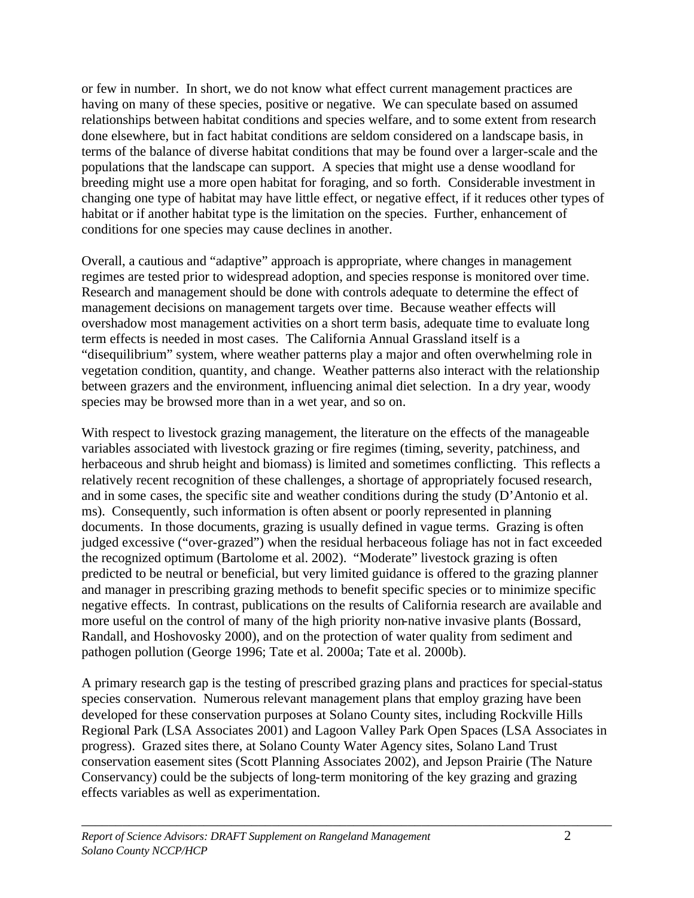or few in number. In short, we do not know what effect current management practices are having on many of these species, positive or negative. We can speculate based on assumed relationships between habitat conditions and species welfare, and to some extent from research done elsewhere, but in fact habitat conditions are seldom considered on a landscape basis, in terms of the balance of diverse habitat conditions that may be found over a larger-scale and the populations that the landscape can support. A species that might use a dense woodland for breeding might use a more open habitat for foraging, and so forth. Considerable investment in changing one type of habitat may have little effect, or negative effect, if it reduces other types of habitat or if another habitat type is the limitation on the species. Further, enhancement of conditions for one species may cause declines in another.

Overall, a cautious and "adaptive" approach is appropriate, where changes in management regimes are tested prior to widespread adoption, and species response is monitored over time. Research and management should be done with controls adequate to determine the effect of management decisions on management targets over time. Because weather effects will overshadow most management activities on a short term basis, adequate time to evaluate long term effects is needed in most cases. The California Annual Grassland itself is a "disequilibrium" system, where weather patterns play a major and often overwhelming role in vegetation condition, quantity, and change. Weather patterns also interact with the relationship between grazers and the environment, influencing animal diet selection. In a dry year, woody species may be browsed more than in a wet year, and so on.

With respect to livestock grazing management, the literature on the effects of the manageable variables associated with livestock grazing or fire regimes (timing, severity, patchiness, and herbaceous and shrub height and biomass) is limited and sometimes conflicting. This reflects a relatively recent recognition of these challenges, a shortage of appropriately focused research, and in some cases, the specific site and weather conditions during the study (D'Antonio et al. ms). Consequently, such information is often absent or poorly represented in planning documents. In those documents, grazing is usually defined in vague terms. Grazing is often judged excessive ("over-grazed") when the residual herbaceous foliage has not in fact exceeded the recognized optimum (Bartolome et al. 2002). "Moderate" livestock grazing is often predicted to be neutral or beneficial, but very limited guidance is offered to the grazing planner and manager in prescribing grazing methods to benefit specific species or to minimize specific negative effects. In contrast, publications on the results of California research are available and more useful on the control of many of the high priority non-native invasive plants (Bossard, Randall, and Hoshovosky 2000), and on the protection of water quality from sediment and pathogen pollution (George 1996; Tate et al. 2000a; Tate et al. 2000b).

A primary research gap is the testing of prescribed grazing plans and practices for special-status species conservation. Numerous relevant management plans that employ grazing have been developed for these conservation purposes at Solano County sites, including Rockville Hills Regional Park (LSA Associates 2001) and Lagoon Valley Park Open Spaces (LSA Associates in progress). Grazed sites there, at Solano County Water Agency sites, Solano Land Trust conservation easement sites (Scott Planning Associates 2002), and Jepson Prairie (The Nature Conservancy) could be the subjects of long-term monitoring of the key grazing and grazing effects variables as well as experimentation.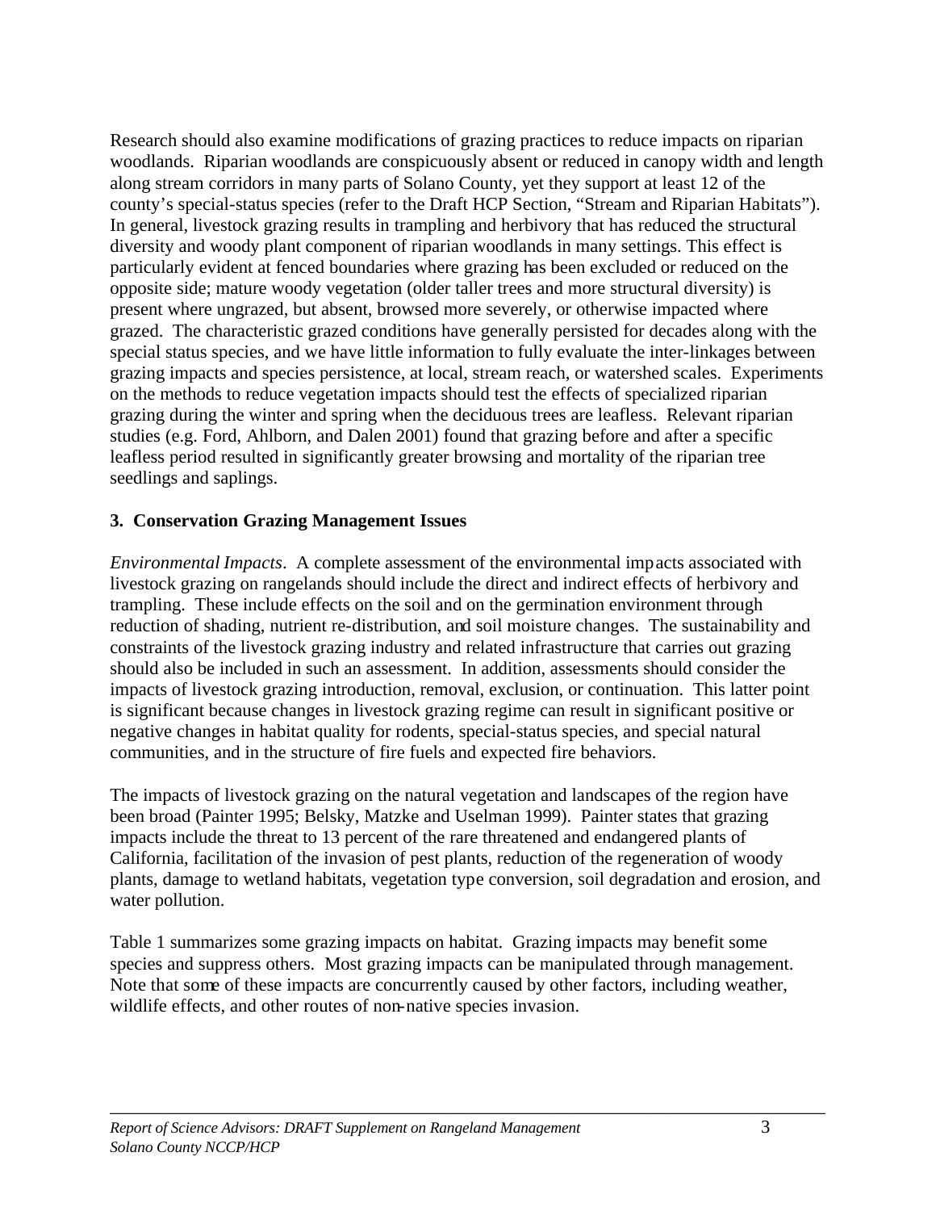Research should also examine modifications of grazing practices to reduce impacts on riparian woodlands. Riparian woodlands are conspicuously absent or reduced in canopy width and length along stream corridors in many parts of Solano County, yet they support at least 12 of the county's special-status species (refer to the Draft HCP Section, "Stream and Riparian Habitats"). In general, livestock grazing results in trampling and herbivory that has reduced the structural diversity and woody plant component of riparian woodlands in many settings. This effect is particularly evident at fenced boundaries where grazing has been excluded or reduced on the opposite side; mature woody vegetation (older taller trees and more structural diversity) is present where ungrazed, but absent, browsed more severely, or otherwise impacted where grazed. The characteristic grazed conditions have generally persisted for decades along with the special status species, and we have little information to fully evaluate the inter-linkages between grazing impacts and species persistence, at local, stream reach, or watershed scales. Experiments on the methods to reduce vegetation impacts should test the effects of specialized riparian grazing during the winter and spring when the deciduous trees are leafless. Relevant riparian studies (e.g. Ford, Ahlborn, and Dalen 2001) found that grazing before and after a specific leafless period resulted in significantly greater browsing and mortality of the riparian tree seedlings and saplings.

## 3. Conservation Grazing Management Issues

*Environmental Impacts*. A complete assessment of the environmental impacts associated with livestock grazing on rangelands should include the direct and indirect effects of herbivory and trampling. These include effects on the soil and on the germination environment through reduction of shading, nutrient re-distribution, and soil moisture changes. The sustainability and constraints of the livestock grazing industry and related infrastructure that carries out grazing should also be included in such an assessment. In addition, assessments should consider the impacts of livestock grazing introduction, removal, exclusion, or continuation. This latter point is significant because changes in livestock grazing regime can result in significant positive or negative changes in habitat quality for rodents, special-status species, and special natural communities, and in the structure of fire fuels and expected fire behaviors.

The impacts of livestock grazing on the natural vegetation and landscapes of the region have been broad (Painter 1995; Belsky, Matzke and Uselman 1999). Painter states that grazing impacts include the threat to 13 percent of the rare threatened and endangered plants of California, facilitation of the invasion of pest plants, reduction of the regeneration of woody plants, damage to wetland habitats, vegetation type conversion, soil degradation and erosion, and water pollution.

Table 1 summarizes some grazing impacts on habitat. Grazing impacts may benefit some species and suppress others. Most grazing impacts can be manipulated through management. Note that some of these impacts are concurrently caused by other factors, including weather, wildlife effects, and other routes of non-native species invasion.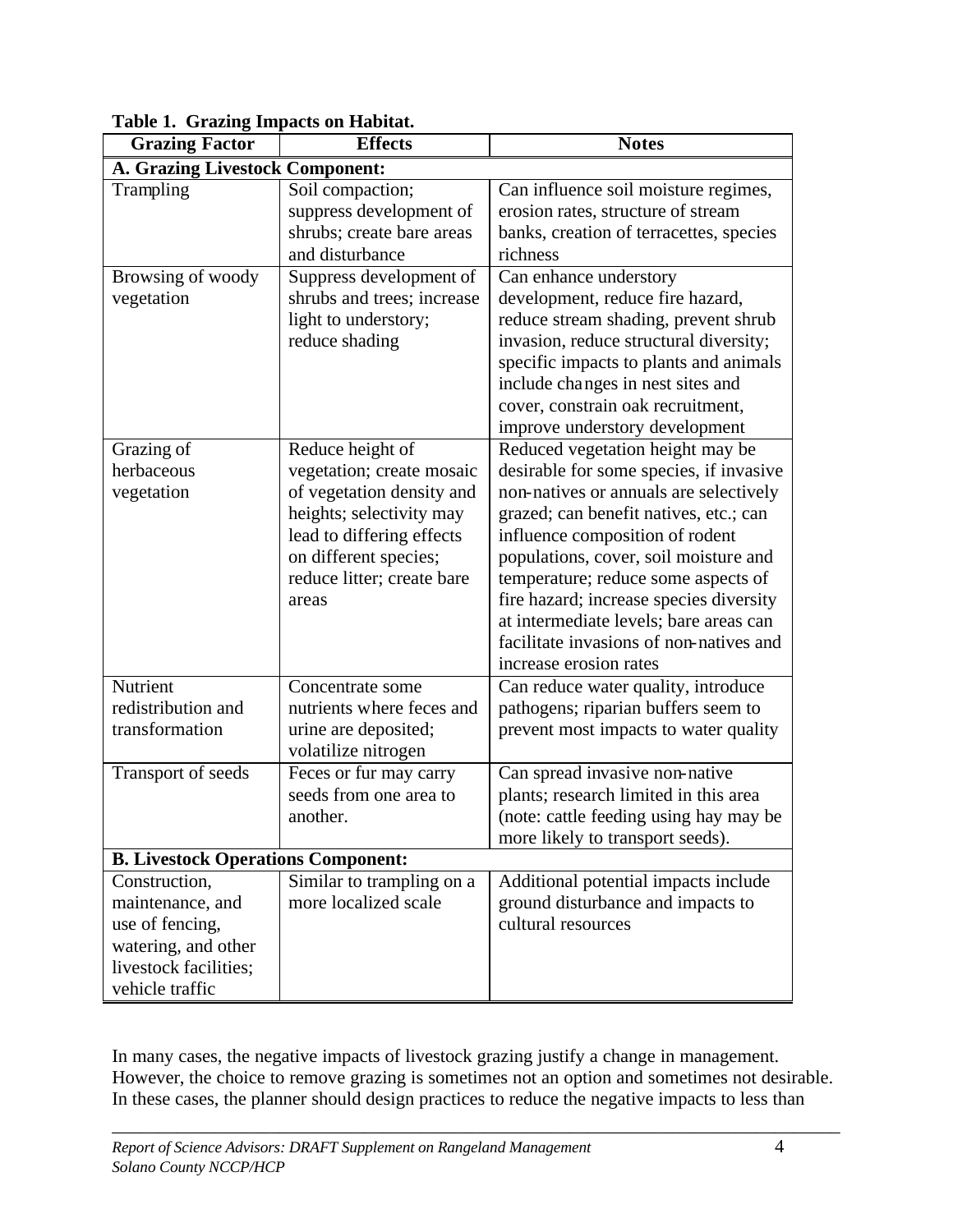**Table 1. Grazing Impacts on Habitat.**

| Grazing Factor | Effects | Notes |
|---|---|---|
| **A. Grazing Livestock Component:** | | |
| Trampling | Soil compaction; suppress development of shrubs; create bare areas and disturbance | Can influence soil moisture regimes, erosion rates, structure of stream banks, creation of terracettes, species richness |
| Browsing of woody vegetation | Suppress development of shrubs and trees; increase light to understory; reduce shading | Can enhance understory development, reduce fire hazard, reduce stream shading, prevent shrub invasion, reduce structural diversity; specific impacts to plants and animals include changes in nest sites and cover, constrain oak recruitment, improve understory development |
| Grazing of herbaceous vegetation | Reduce height of vegetation; create mosaic of vegetation density and heights; selectivity may lead to differing effects on different species; reduce litter; create bare areas | Reduced vegetation height may be desirable for some species, if invasive non-natives or annuals are selectively grazed; can benefit natives, etc.; can influence composition of rodent populations, cover, soil moisture and temperature; reduce some aspects of fire hazard; increase species diversity at intermediate levels; bare areas can facilitate invasions of non-natives and increase erosion rates |
| Nutrient redistribution and transformation | Concentrate some nutrients where feces and urine are deposited; volatilize nitrogen | Can reduce water quality, introduce pathogens; riparian buffers seem to prevent most impacts to water quality |
| Transport of seeds | Feces or fur may carry seeds from one area to another. | Can spread invasive non-native plants; research limited in this area (note: cattle feeding using hay may be more likely to transport seeds). |
| **B. Livestock Operations Component:** | | |
| Construction, maintenance, and use of fencing, watering, and other livestock facilities; vehicle traffic | Similar to trampling on a more localized scale | Additional potential impacts include ground disturbance and impacts to cultural resources |

In many cases, the negative impacts of livestock grazing justify a change in management. However, the choice to remove grazing is sometimes not an option and sometimes not desirable. In these cases, the planner should design practices to reduce the negative impacts to less than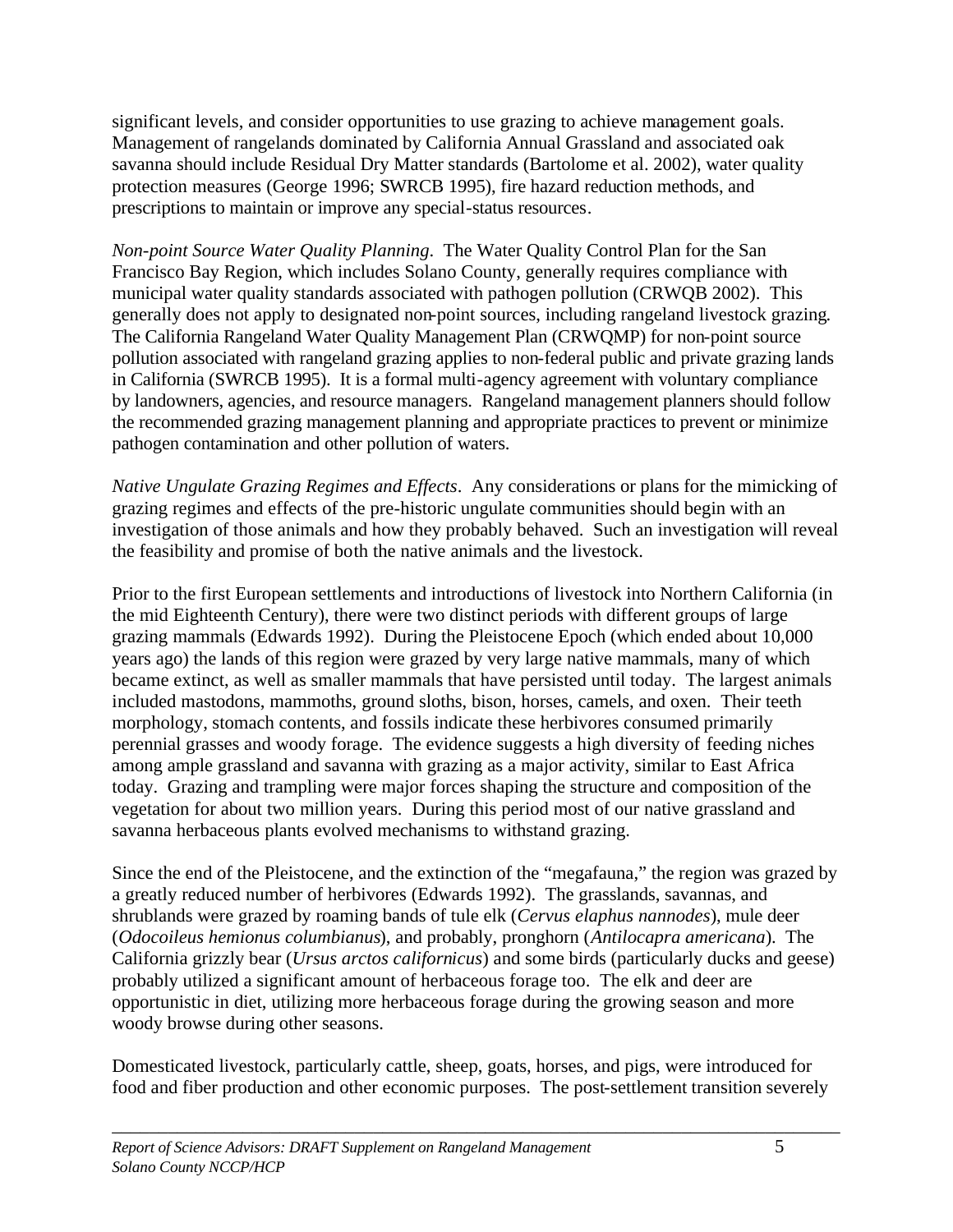significant levels, and consider opportunities to use grazing to achieve management goals. Management of rangelands dominated by California Annual Grassland and associated oak savanna should include Residual Dry Matter standards (Bartolome et al. 2002), water quality protection measures (George 1996; SWRCB 1995), fire hazard reduction methods, and prescriptions to maintain or improve any special-status resources.

*Non-point Source Water Quality Planning*. The Water Quality Control Plan for the San Francisco Bay Region, which includes Solano County, generally requires compliance with municipal water quality standards associated with pathogen pollution (CRWQB 2002). This generally does not apply to designated non-point sources, including rangeland livestock grazing. The California Rangeland Water Quality Management Plan (CRWQMP) for non-point source pollution associated with rangeland grazing applies to non-federal public and private grazing lands in California (SWRCB 1995). It is a formal multi-agency agreement with voluntary compliance by landowners, agencies, and resource managers. Rangeland management planners should follow the recommended grazing management planning and appropriate practices to prevent or minimize pathogen contamination and other pollution of waters.

*Native Ungulate Grazing Regimes and Effects*. Any considerations or plans for the mimicking of grazing regimes and effects of the pre-historic ungulate communities should begin with an investigation of those animals and how they probably behaved. Such an investigation will reveal the feasibility and promise of both the native animals and the livestock.

Prior to the first European settlements and introductions of livestock into Northern California (in the mid Eighteenth Century), there were two distinct periods with different groups of large grazing mammals (Edwards 1992). During the Pleistocene Epoch (which ended about 10,000 years ago) the lands of this region were grazed by very large native mammals, many of which became extinct, as well as smaller mammals that have persisted until today. The largest animals included mastodons, mammoths, ground sloths, bison, horses, camels, and oxen. Their teeth morphology, stomach contents, and fossils indicate these herbivores consumed primarily perennial grasses and woody forage. The evidence suggests a high diversity of feeding niches among ample grassland and savanna with grazing as a major activity, similar to East Africa today. Grazing and trampling were major forces shaping the structure and composition of the vegetation for about two million years. During this period most of our native grassland and savanna herbaceous plants evolved mechanisms to withstand grazing.

Since the end of the Pleistocene, and the extinction of the "megafauna," the region was grazed by a greatly reduced number of herbivores (Edwards 1992). The grasslands, savannas, and shrublands were grazed by roaming bands of tule elk (*Cervus elaphus nannodes*), mule deer (*Odocoileus hemionus columbianus*), and probably, pronghorn (*Antilocapra americana*). The California grizzly bear (*Ursus arctos californicus*) and some birds (particularly ducks and geese) probably utilized a significant amount of herbaceous forage too. The elk and deer are opportunistic in diet, utilizing more herbaceous forage during the growing season and more woody browse during other seasons.

Domesticated livestock, particularly cattle, sheep, goats, horses, and pigs, were introduced for food and fiber production and other economic purposes. The post-settlement transition severely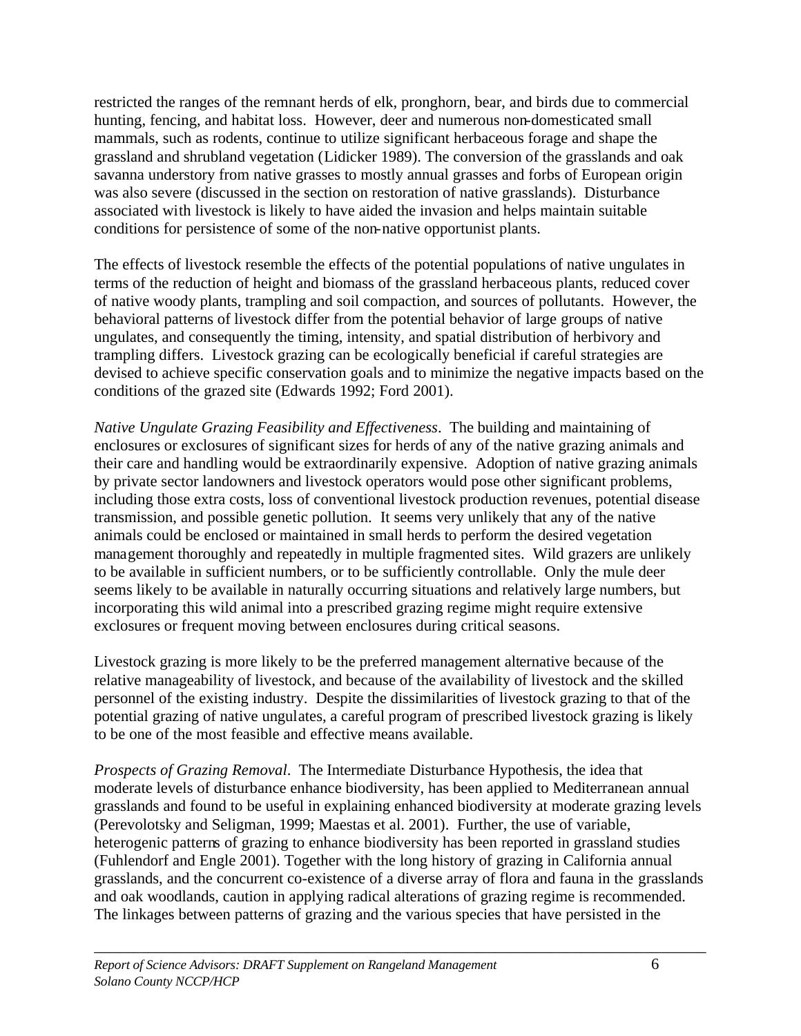restricted the ranges of the remnant herds of elk, pronghorn, bear, and birds due to commercial hunting, fencing, and habitat loss. However, deer and numerous non-domesticated small mammals, such as rodents, continue to utilize significant herbaceous forage and shape the grassland and shrubland vegetation (Lidicker 1989). The conversion of the grasslands and oak savanna understory from native grasses to mostly annual grasses and forbs of European origin was also severe (discussed in the section on restoration of native grasslands). Disturbance associated with livestock is likely to have aided the invasion and helps maintain suitable conditions for persistence of some of the non-native opportunist plants.

The effects of livestock resemble the effects of the potential populations of native ungulates in terms of the reduction of height and biomass of the grassland herbaceous plants, reduced cover of native woody plants, trampling and soil compaction, and sources of pollutants. However, the behavioral patterns of livestock differ from the potential behavior of large groups of native ungulates, and consequently the timing, intensity, and spatial distribution of herbivory and trampling differs. Livestock grazing can be ecologically beneficial if careful strategies are devised to achieve specific conservation goals and to minimize the negative impacts based on the conditions of the grazed site (Edwards 1992; Ford 2001).

*Native Ungulate Grazing Feasibility and Effectiveness*. The building and maintaining of enclosures or exclosures of significant sizes for herds of any of the native grazing animals and their care and handling would be extraordinarily expensive. Adoption of native grazing animals by private sector landowners and livestock operators would pose other significant problems, including those extra costs, loss of conventional livestock production revenues, potential disease transmission, and possible genetic pollution. It seems very unlikely that any of the native animals could be enclosed or maintained in small herds to perform the desired vegetation management thoroughly and repeatedly in multiple fragmented sites. Wild grazers are unlikely to be available in sufficient numbers, or to be sufficiently controllable. Only the mule deer seems likely to be available in naturally occurring situations and relatively large numbers, but incorporating this wild animal into a prescribed grazing regime might require extensive exclosures or frequent moving between enclosures during critical seasons.

Livestock grazing is more likely to be the preferred management alternative because of the relative manageability of livestock, and because of the availability of livestock and the skilled personnel of the existing industry. Despite the dissimilarities of livestock grazing to that of the potential grazing of native ungulates, a careful program of prescribed livestock grazing is likely to be one of the most feasible and effective means available.

*Prospects of Grazing Removal*. The Intermediate Disturbance Hypothesis, the idea that moderate levels of disturbance enhance biodiversity, has been applied to Mediterranean annual grasslands and found to be useful in explaining enhanced biodiversity at moderate grazing levels (Perevolotsky and Seligman, 1999; Maestas et al. 2001). Further, the use of variable, heterogenic patterns of grazing to enhance biodiversity has been reported in grassland studies (Fuhlendorf and Engle 2001). Together with the long history of grazing in California annual grasslands, and the concurrent co-existence of a diverse array of flora and fauna in the grasslands and oak woodlands, caution in applying radical alterations of grazing regime is recommended. The linkages between patterns of grazing and the various species that have persisted in the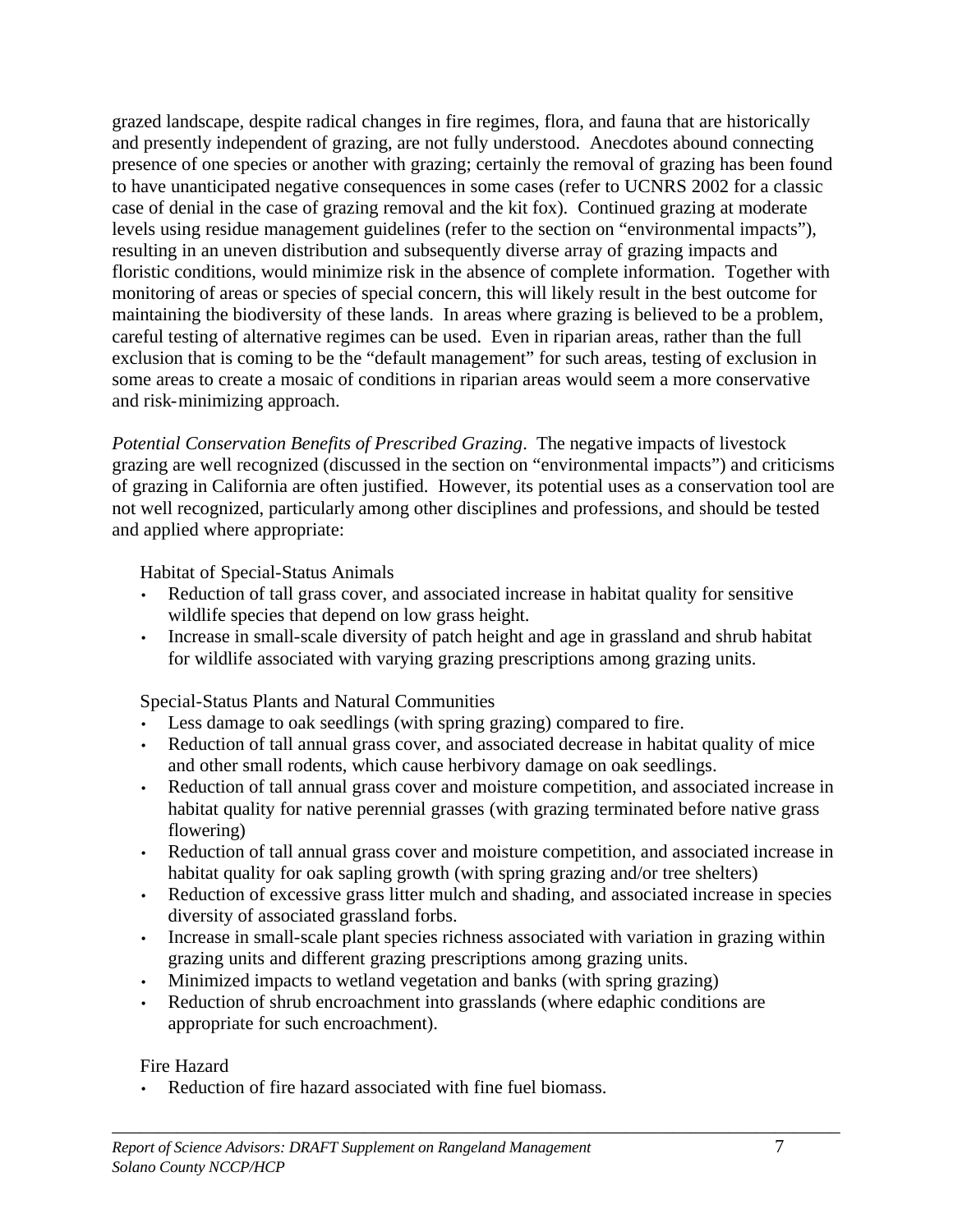grazed landscape, despite radical changes in fire regimes, flora, and fauna that are historically and presently independent of grazing, are not fully understood. Anecdotes abound connecting presence of one species or another with grazing; certainly the removal of grazing has been found to have unanticipated negative consequences in some cases (refer to UCNRS 2002 for a classic case of denial in the case of grazing removal and the kit fox). Continued grazing at moderate levels using residue management guidelines (refer to the section on "environmental impacts"), resulting in an uneven distribution and subsequently diverse array of grazing impacts and floristic conditions, would minimize risk in the absence of complete information. Together with monitoring of areas or species of special concern, this will likely result in the best outcome for maintaining the biodiversity of these lands. In areas where grazing is believed to be a problem, careful testing of alternative regimes can be used. Even in riparian areas, rather than the full exclusion that is coming to be the "default management" for such areas, testing of exclusion in some areas to create a mosaic of conditions in riparian areas would seem a more conservative and risk-minimizing approach.

*Potential Conservation Benefits of Prescribed Grazing*. The negative impacts of livestock grazing are well recognized (discussed in the section on "environmental impacts") and criticisms of grazing in California are often justified. However, its potential uses as a conservation tool are not well recognized, particularly among other disciplines and professions, and should be tested and applied where appropriate:

Habitat of Special-Status Animals

- Reduction of tall grass cover, and associated increase in habitat quality for sensitive wildlife species that depend on low grass height.
- Increase in small-scale diversity of patch height and age in grassland and shrub habitat for wildlife associated with varying grazing prescriptions among grazing units.

Special-Status Plants and Natural Communities

- Less damage to oak seedlings (with spring grazing) compared to fire.
- Reduction of tall annual grass cover, and associated decrease in habitat quality of mice and other small rodents, which cause herbivory damage on oak seedlings.
- Reduction of tall annual grass cover and moisture competition, and associated increase in habitat quality for native perennial grasses (with grazing terminated before native grass flowering)
- Reduction of tall annual grass cover and moisture competition, and associated increase in habitat quality for oak sapling growth (with spring grazing and/or tree shelters)
- Reduction of excessive grass litter mulch and shading, and associated increase in species diversity of associated grassland forbs.
- Increase in small-scale plant species richness associated with variation in grazing within grazing units and different grazing prescriptions among grazing units.
- Minimized impacts to wetland vegetation and banks (with spring grazing)
- Reduction of shrub encroachment into grasslands (where edaphic conditions are appropriate for such encroachment).

Fire Hazard

- Reduction of fire hazard associated with fine fuel biomass.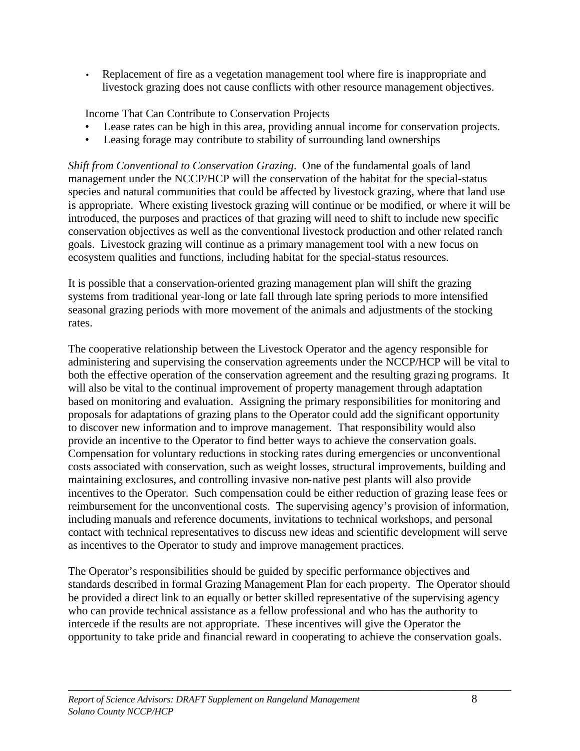- Replacement of fire as a vegetation management tool where fire is inappropriate and livestock grazing does not cause conflicts with other resource management objectives.

Income That Can Contribute to Conservation Projects

- Lease rates can be high in this area, providing annual income for conservation projects.
- Leasing forage may contribute to stability of surrounding land ownerships

*Shift from Conventional to Conservation Grazing*. One of the fundamental goals of land management under the NCCP/HCP will the conservation of the habitat for the special-status species and natural communities that could be affected by livestock grazing, where that land use is appropriate. Where existing livestock grazing will continue or be modified, or where it will be introduced, the purposes and practices of that grazing will need to shift to include new specific conservation objectives as well as the conventional livestock production and other related ranch goals. Livestock grazing will continue as a primary management tool with a new focus on ecosystem qualities and functions, including habitat for the special-status resources.

It is possible that a conservation-oriented grazing management plan will shift the grazing systems from traditional year-long or late fall through late spring periods to more intensified seasonal grazing periods with more movement of the animals and adjustments of the stocking rates.

The cooperative relationship between the Livestock Operator and the agency responsible for administering and supervising the conservation agreements under the NCCP/HCP will be vital to both the effective operation of the conservation agreement and the resulting grazing programs. It will also be vital to the continual improvement of property management through adaptation based on monitoring and evaluation. Assigning the primary responsibilities for monitoring and proposals for adaptations of grazing plans to the Operator could add the significant opportunity to discover new information and to improve management. That responsibility would also provide an incentive to the Operator to find better ways to achieve the conservation goals. Compensation for voluntary reductions in stocking rates during emergencies or unconventional costs associated with conservation, such as weight losses, structural improvements, building and maintaining exclosures, and controlling invasive non-native pest plants will also provide incentives to the Operator. Such compensation could be either reduction of grazing lease fees or reimbursement for the unconventional costs. The supervising agency's provision of information, including manuals and reference documents, invitations to technical workshops, and personal contact with technical representatives to discuss new ideas and scientific development will serve as incentives to the Operator to study and improve management practices.

The Operator's responsibilities should be guided by specific performance objectives and standards described in formal Grazing Management Plan for each property. The Operator should be provided a direct link to an equally or better skilled representative of the supervising agency who can provide technical assistance as a fellow professional and who has the authority to intercede if the results are not appropriate. These incentives will give the Operator the opportunity to take pride and financial reward in cooperating to achieve the conservation goals.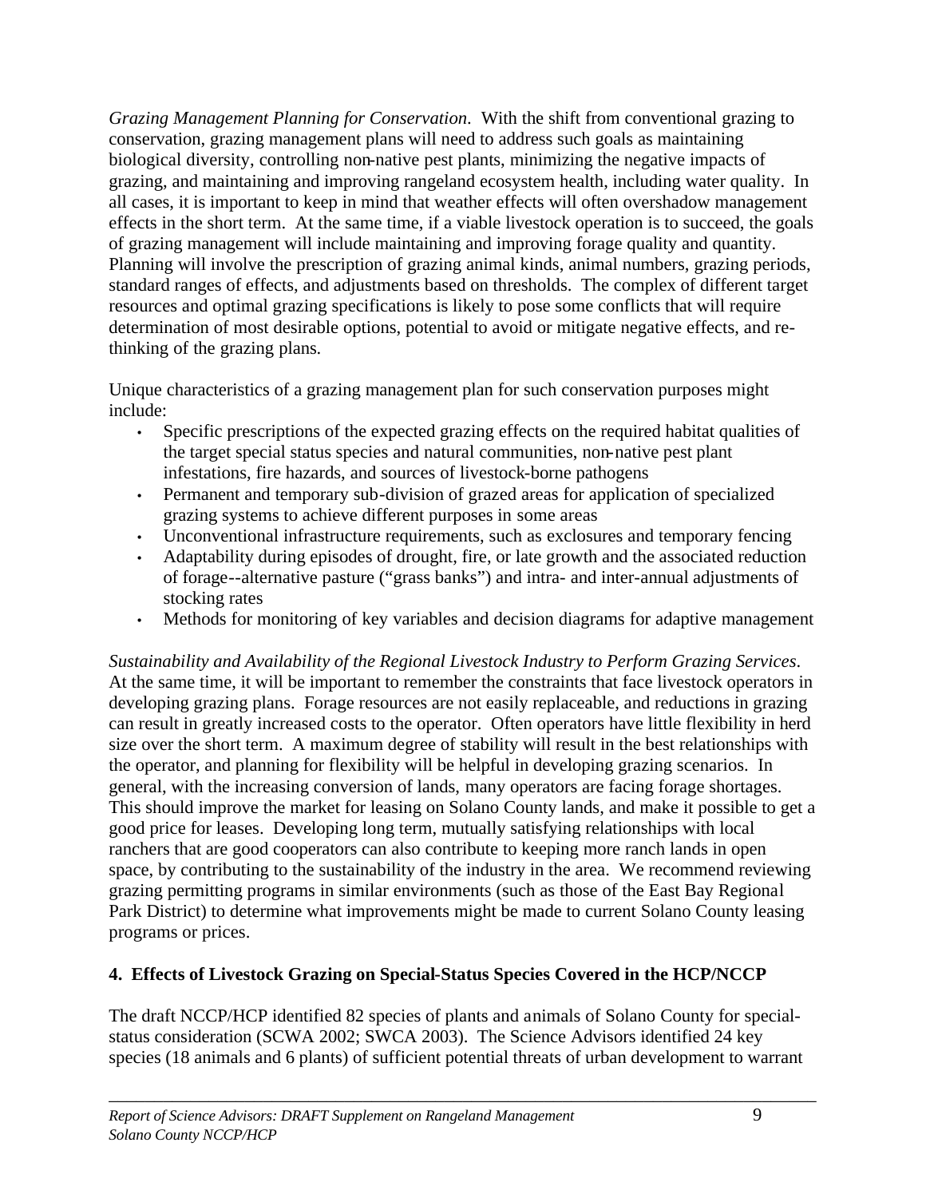*Grazing Management Planning for Conservation*. With the shift from conventional grazing to conservation, grazing management plans will need to address such goals as maintaining biological diversity, controlling non-native pest plants, minimizing the negative impacts of grazing, and maintaining and improving rangeland ecosystem health, including water quality. In all cases, it is important to keep in mind that weather effects will often overshadow management effects in the short term. At the same time, if a viable livestock operation is to succeed, the goals of grazing management will include maintaining and improving forage quality and quantity. Planning will involve the prescription of grazing animal kinds, animal numbers, grazing periods, standard ranges of effects, and adjustments based on thresholds. The complex of different target resources and optimal grazing specifications is likely to pose some conflicts that will require determination of most desirable options, potential to avoid or mitigate negative effects, and re-thinking of the grazing plans.

Unique characteristics of a grazing management plan for such conservation purposes might include:

- Specific prescriptions of the expected grazing effects on the required habitat qualities of the target special status species and natural communities, non-native pest plant infestations, fire hazards, and sources of livestock-borne pathogens
- Permanent and temporary sub-division of grazed areas for application of specialized grazing systems to achieve different purposes in some areas
- Unconventional infrastructure requirements, such as exclosures and temporary fencing
- Adaptability during episodes of drought, fire, or late growth and the associated reduction of forage--alternative pasture ("grass banks") and intra- and inter-annual adjustments of stocking rates
- Methods for monitoring of key variables and decision diagrams for adaptive management

*Sustainability and Availability of the Regional Livestock Industry to Perform Grazing Services*. At the same time, it will be important to remember the constraints that face livestock operators in developing grazing plans. Forage resources are not easily replaceable, and reductions in grazing can result in greatly increased costs to the operator. Often operators have little flexibility in herd size over the short term. A maximum degree of stability will result in the best relationships with the operator, and planning for flexibility will be helpful in developing grazing scenarios. In general, with the increasing conversion of lands, many operators are facing forage shortages. This should improve the market for leasing on Solano County lands, and make it possible to get a good price for leases. Developing long term, mutually satisfying relationships with local ranchers that are good cooperators can also contribute to keeping more ranch lands in open space, by contributing to the sustainability of the industry in the area. We recommend reviewing grazing permitting programs in similar environments (such as those of the East Bay Regional Park District) to determine what improvements might be made to current Solano County leasing programs or prices.

## 4. Effects of Livestock Grazing on Special-Status Species Covered in the HCP/NCCP

The draft NCCP/HCP identified 82 species of plants and animals of Solano County for special-status consideration (SCWA 2002; SWCA 2003). The Science Advisors identified 24 key species (18 animals and 6 plants) of sufficient potential threats of urban development to warrant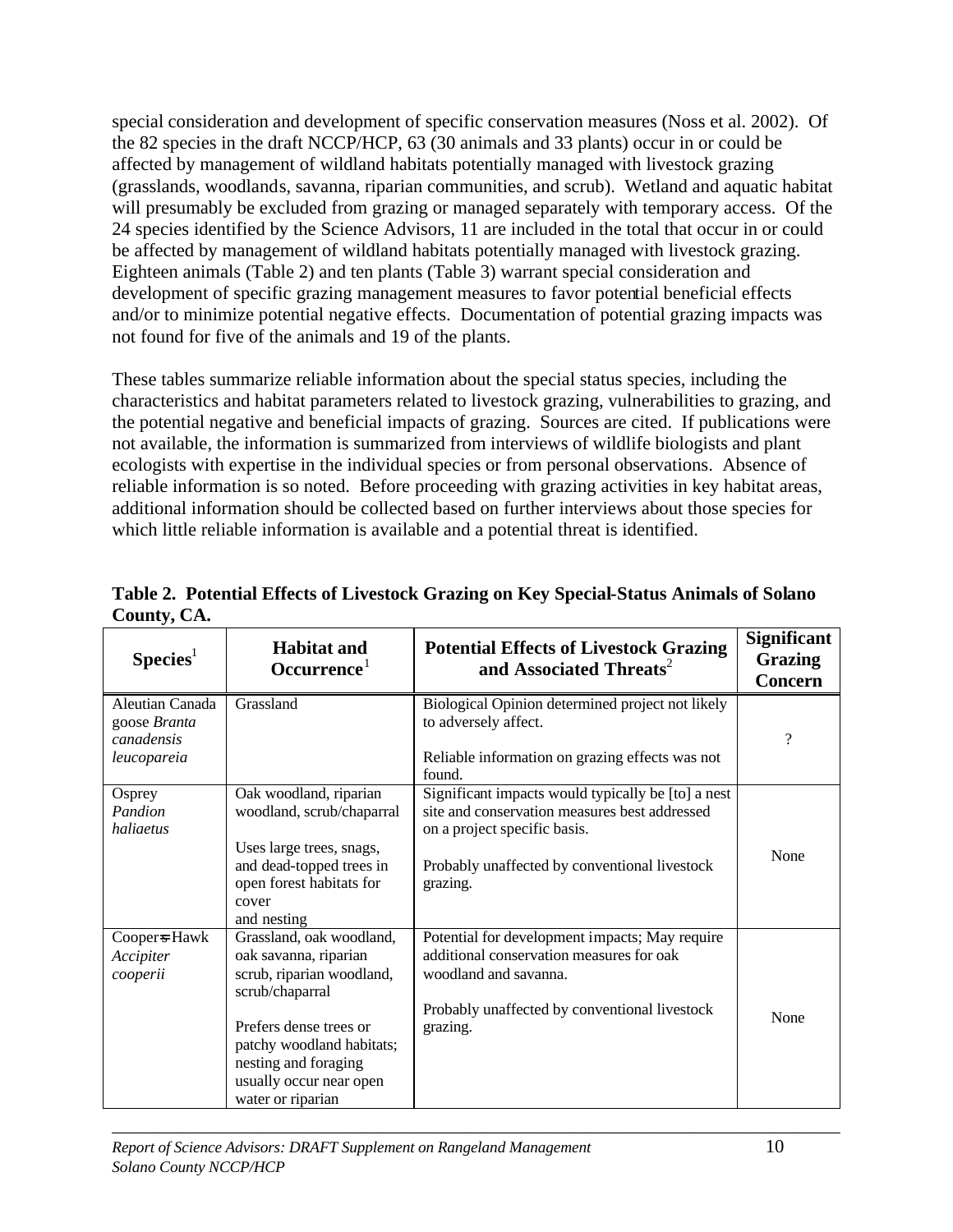special consideration and development of specific conservation measures (Noss et al. 2002). Of the 82 species in the draft NCCP/HCP, 63 (30 animals and 33 plants) occur in or could be affected by management of wildland habitats potentially managed with livestock grazing (grasslands, woodlands, savanna, riparian communities, and scrub). Wetland and aquatic habitat will presumably be excluded from grazing or managed separately with temporary access. Of the 24 species identified by the Science Advisors, 11 are included in the total that occur in or could be affected by management of wildland habitats potentially managed with livestock grazing. Eighteen animals (Table 2) and ten plants (Table 3) warrant special consideration and development of specific grazing management measures to favor potential beneficial effects and/or to minimize potential negative effects. Documentation of potential grazing impacts was not found for five of the animals and 19 of the plants.

These tables summarize reliable information about the special status species, including the characteristics and habitat parameters related to livestock grazing, vulnerabilities to grazing, and the potential negative and beneficial impacts of grazing. Sources are cited. If publications were not available, the information is summarized from interviews of wildlife biologists and plant ecologists with expertise in the individual species or from personal observations. Absence of reliable information is so noted. Before proceeding with grazing activities in key habitat areas, additional information should be collected based on further interviews about those species for which little reliable information is available and a potential threat is identified.

**Table 2. Potential Effects of Livestock Grazing on Key Special-Status Animals of Solano County, CA.**

| Species[1] | Habitat and Occurrence[1] | Potential Effects of Livestock Grazing and Associated Threats[2] | Significant Grazing Concern |
|---|---|---|---|
| Aleutian Canada goose *Branta canadensis leucopareia* | Grassland | Biological Opinion determined project not likely to adversely affect.<br><br>Reliable information on grazing effects was not found. | ? |
| Osprey *Pandion haliaetus* | Oak woodland, riparian woodland, scrub/chaparral<br><br>Uses large trees, snags, and dead-topped trees in open forest habitats for cover and nesting | Significant impacts would typically be [to] a nest site and conservation measures best addressed on a project specific basis.<br><br>Probably unaffected by conventional livestock grazing. | None |
| Cooper's Hawk *Accipiter cooperii* | Grassland, oak woodland, oak savanna, riparian scrub, riparian woodland, scrub/chaparral<br><br>Prefers dense trees or patchy woodland habitats; nesting and foraging usually occur near open water or riparian | Potential for development impacts; May require additional conservation measures for oak woodland and savanna.<br><br>Probably unaffected by conventional livestock grazing. | None |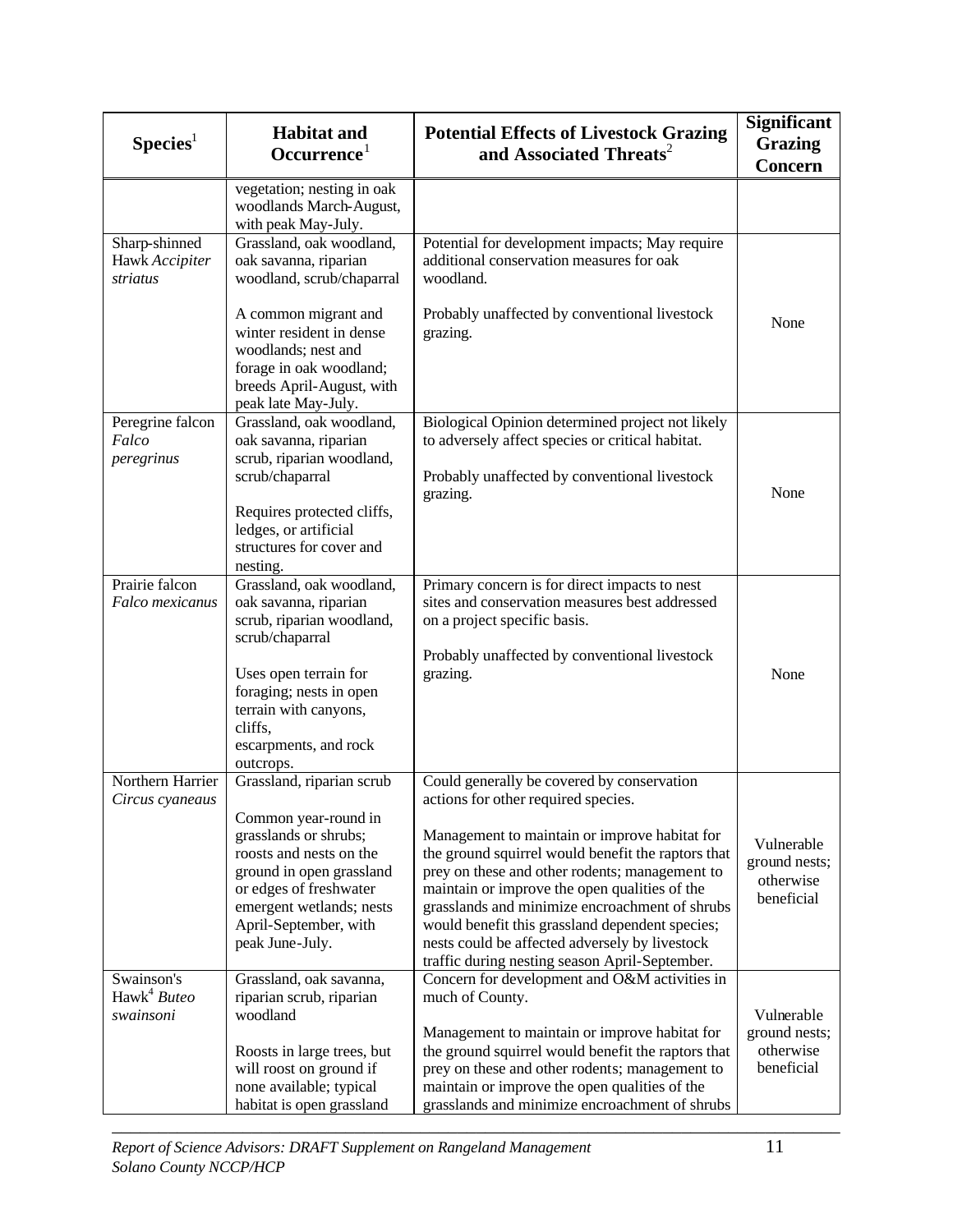| Species[1] | Habitat and Occurrence[1] | Potential Effects of Livestock Grazing and Associated Threats[2] | Significant Grazing Concern |
|---|---|---|---|
| | vegetation; nesting in oak woodlands March-August, with peak May-July. | | |
| Sharp-shinned Hawk *Accipiter striatus* | Grassland, oak woodland, oak savanna, riparian woodland, scrub/chaparral<br><br>A common migrant and winter resident in dense woodlands; nest and forage in oak woodland; breeds April-August, with peak late May-July. | Potential for development impacts; May require additional conservation measures for oak woodland.<br><br>Probably unaffected by conventional livestock grazing. | None |
| Peregrine falcon *Falco peregrinus* | Grassland, oak woodland, oak savanna, riparian scrub, riparian woodland, scrub/chaparral<br><br>Requires protected cliffs, ledges, or artificial structures for cover and nesting. | Biological Opinion determined project not likely to adversely affect species or critical habitat.<br><br>Probably unaffected by conventional livestock grazing. | None |
| Prairie falcon *Falco mexicanus* | Grassland, oak woodland, oak savanna, riparian scrub, riparian woodland, scrub/chaparral<br><br>Uses open terrain for foraging; nests in open terrain with canyons, cliffs, escarpments, and rock outcrops. | Primary concern is for direct impacts to nest sites and conservation measures best addressed on a project specific basis.<br><br>Probably unaffected by conventional livestock grazing. | None |
| Northern Harrier *Circus cyaneaus* | Grassland, riparian scrub<br><br>Common year-round in grasslands or shrubs; roosts and nests on the ground in open grassland or edges of freshwater emergent wetlands; nests April-September, with peak June-July. | Could generally be covered by conservation actions for other required species.<br><br>Management to maintain or improve habitat for the ground squirrel would benefit the raptors that prey on these and other rodents; management to maintain or improve the open qualities of the grasslands and minimize encroachment of shrubs would benefit this grassland dependent species; nests could be affected adversely by livestock traffic during nesting season April-September. | Vulnerable ground nests; otherwise beneficial |
| Swainson's Hawk[4] *Buteo swainsoni* | Grassland, oak savanna, riparian scrub, riparian woodland<br><br>Roosts in large trees, but will roost on ground if none available; typical habitat is open grassland | Concern for development and O&M activities in much of County.<br><br>Management to maintain or improve habitat for the ground squirrel would benefit the raptors that prey on these and other rodents; management to maintain or improve the open qualities of the grasslands and minimize encroachment of shrubs | Vulnerable ground nests; otherwise beneficial |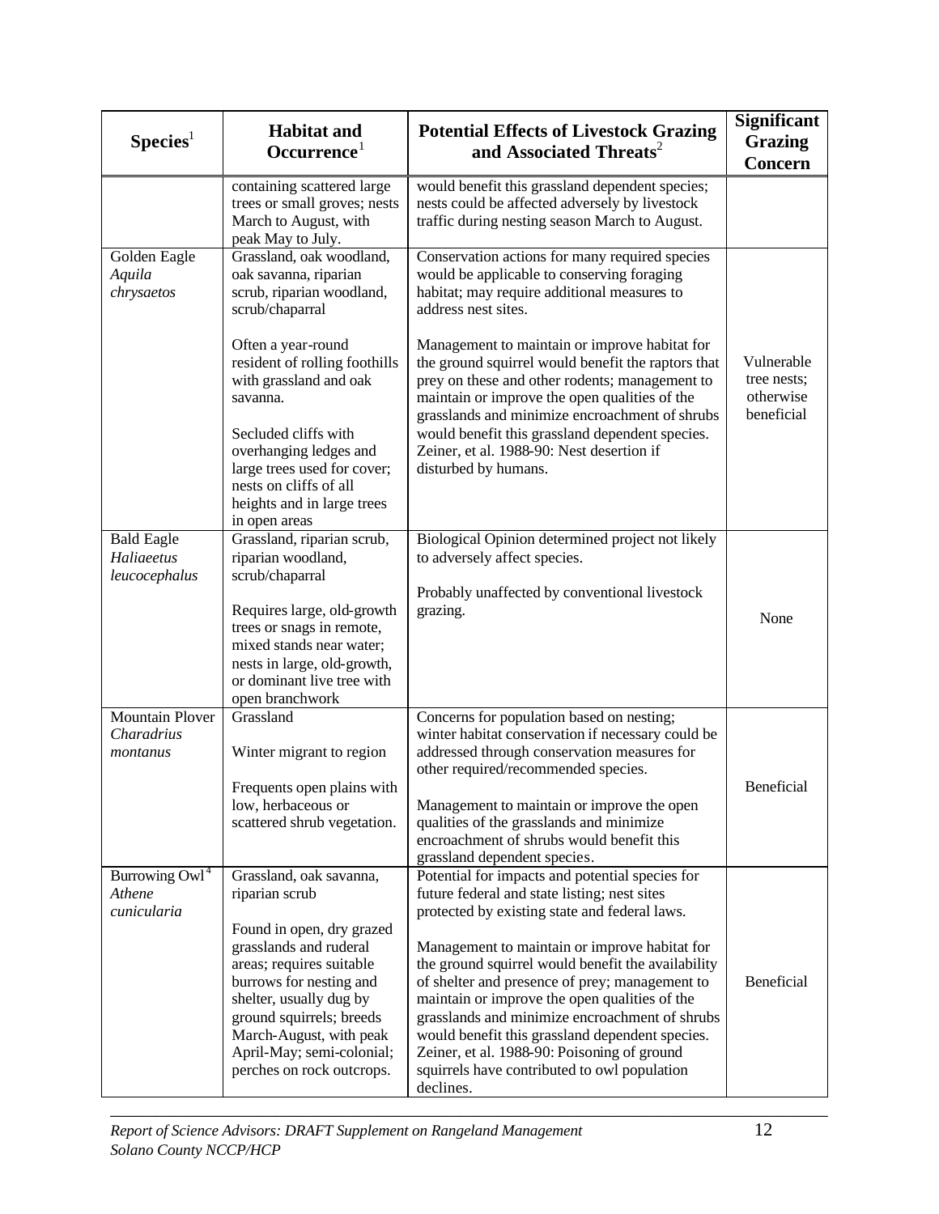| Species[1] | Habitat and Occurrence[1] | Potential Effects of Livestock Grazing and Associated Threats[2] | Significant Grazing Concern |
|---|---|---|---|
| | containing scattered large trees or small groves; nests March to August, with peak May to July. | would benefit this grassland dependent species; nests could be affected adversely by livestock traffic during nesting season March to August. | |
| Golden Eagle *Aquila chrysaetos* | Grassland, oak woodland, oak savanna, riparian scrub, riparian woodland, scrub/chaparral<br><br>Often a year-round resident of rolling foothills with grassland and oak savanna.<br><br>Secluded cliffs with overhanging ledges and large trees used for cover; nests on cliffs of all heights and in large trees in open areas | Conservation actions for many required species would be applicable to conserving foraging habitat; may require additional measures to address nest sites.<br><br>Management to maintain or improve habitat for the ground squirrel would benefit the raptors that prey on these and other rodents; management to maintain or improve the open qualities of the grasslands and minimize encroachment of shrubs would benefit this grassland dependent species. Zeiner, et al. 1988-90: Nest desertion if disturbed by humans. | Vulnerable tree nests; otherwise beneficial |
| Bald Eagle *Haliaeetus leucocephalus* | Grassland, riparian scrub, riparian woodland, scrub/chaparral<br><br>Requires large, old-growth trees or snags in remote, mixed stands near water; nests in large, old-growth, or dominant live tree with open branchwork | Biological Opinion determined project not likely to adversely affect species.<br><br>Probably unaffected by conventional livestock grazing. | None |
| Mountain Plover *Charadrius montanus* | Grassland<br><br>Winter migrant to region<br><br>Frequents open plains with low, herbaceous or scattered shrub vegetation. | Concerns for population based on nesting; winter habitat conservation if necessary could be addressed through conservation measures for other required/recommended species.<br><br>Management to maintain or improve the open qualities of the grasslands and minimize encroachment of shrubs would benefit this grassland dependent species. | Beneficial |
| Burrowing Owl[4] *Athene cunicularia* | Grassland, oak savanna, riparian scrub<br><br>Found in open, dry grazed grasslands and ruderal areas; requires suitable burrows for nesting and shelter, usually dug by ground squirrels; breeds March-August, with peak April-May; semi-colonial; perches on rock outcrops. | Potential for impacts and potential species for future federal and state listing; nest sites protected by existing state and federal laws.<br><br>Management to maintain or improve habitat for the ground squirrel would benefit the availability of shelter and presence of prey; management to maintain or improve the open qualities of the grasslands and minimize encroachment of shrubs would benefit this grassland dependent species. Zeiner, et al. 1988-90: Poisoning of ground squirrels have contributed to owl population declines. | Beneficial |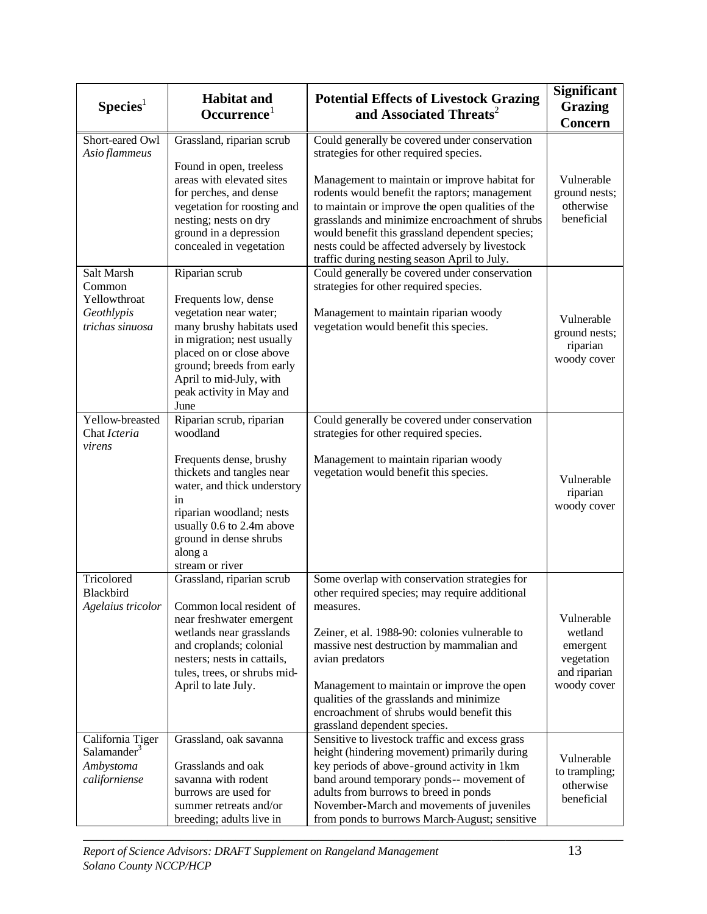| Species[1] | Habitat and Occurrence[1] | Potential Effects of Livestock Grazing and Associated Threats[2] | Significant Grazing Concern |
|---|---|---|---|
| Short-eared Owl *Asio flammeus* | Grassland, riparian scrub<br><br>Found in open, treeless areas with elevated sites for perches, and dense vegetation for roosting and nesting; nests on dry ground in a depression concealed in vegetation | Could generally be covered under conservation strategies for other required species.<br><br>Management to maintain or improve habitat for rodents would benefit the raptors; management to maintain or improve the open qualities of the grasslands and minimize encroachment of shrubs would benefit this grassland dependent species; nests could be affected adversely by livestock traffic during nesting season April to July. | Vulnerable ground nests; otherwise beneficial |
| Salt Marsh Common Yellowthroat *Geothlypis trichas sinuosa* | Riparian scrub<br><br>Frequents low, dense vegetation near water; many brushy habitats used in migration; nest usually placed on or close above ground; breeds from early April to mid-July, with peak activity in May and June | Could generally be covered under conservation strategies for other required species.<br><br>Management to maintain riparian woody vegetation would benefit this species. | Vulnerable ground nests; riparian woody cover |
| Yellow-breasted Chat *Icteria virens* | Riparian scrub, riparian woodland<br><br>Frequents dense, brushy thickets and tangles near water, and thick understory in riparian woodland; nests usually 0.6 to 2.4m above ground in dense shrubs along a stream or river | Could generally be covered under conservation strategies for other required species.<br><br>Management to maintain riparian woody vegetation would benefit this species. | Vulnerable riparian woody cover |
| Tricolored Blackbird *Agelaius tricolor* | Grassland, riparian scrub<br><br>Common local resident of near freshwater emergent wetlands near grasslands and croplands; colonial nesters; nests in cattails, tules, trees, or shrubs mid-April to late July. | Some overlap with conservation strategies for other required species; may require additional measures.<br><br>Zeiner, et al. 1988-90: colonies vulnerable to massive nest destruction by mammalian and avian predators<br><br>Management to maintain or improve the open qualities of the grasslands and minimize encroachment of shrubs would benefit this grassland dependent species. | Vulnerable wetland emergent vegetation and riparian woody cover |
| California Tiger Salamander[3] *Ambystoma californiense* | Grassland, oak savanna<br><br>Grasslands and oak savanna with rodent burrows are used for summer retreats and/or breeding; adults live in | Sensitive to livestock traffic and excess grass height (hindering movement) primarily during key periods of above-ground activity in 1km band around temporary ponds-- movement of adults from burrows to breed in ponds November-March and movements of juveniles from ponds to burrows March-August; sensitive | Vulnerable to trampling; otherwise beneficial |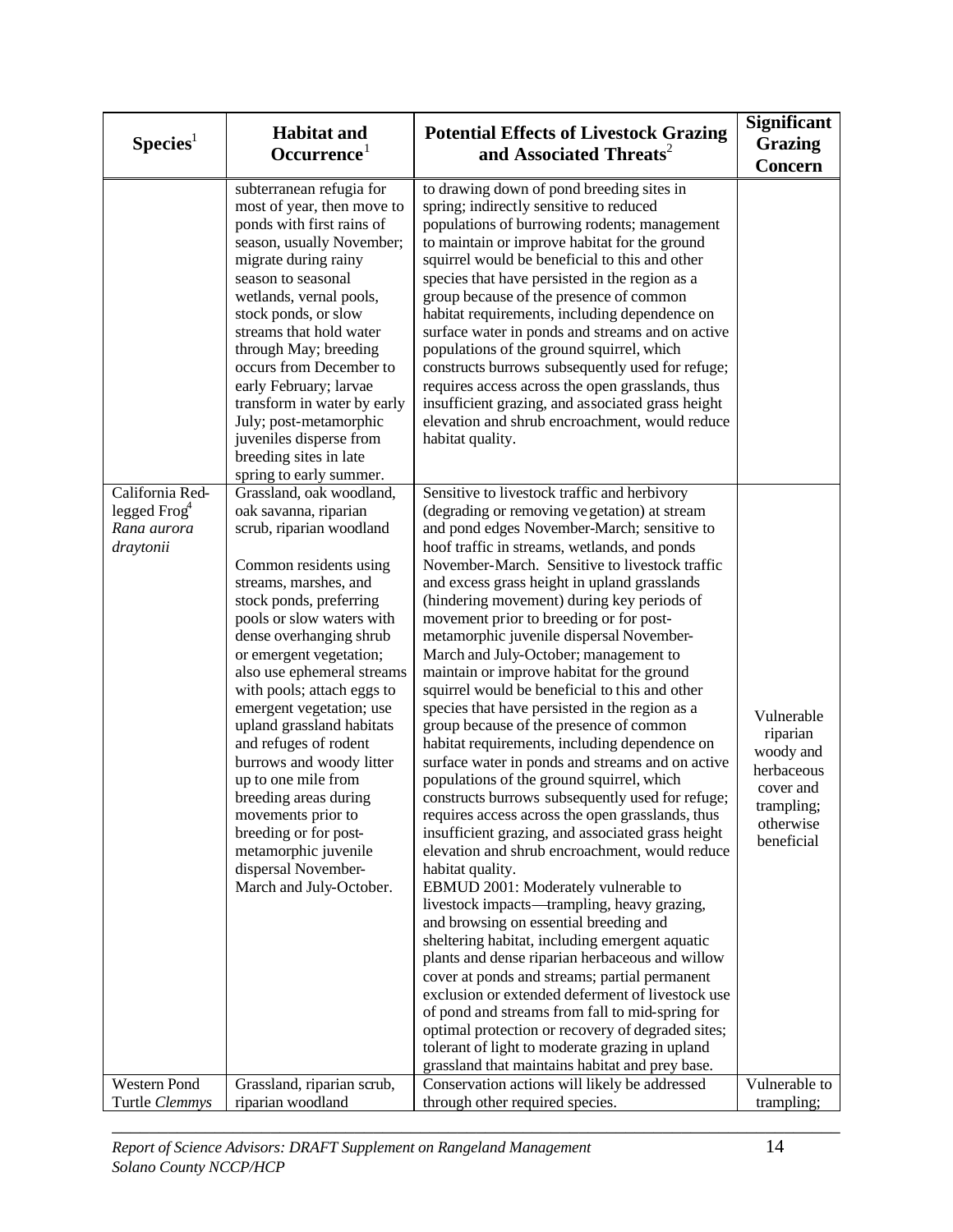| Species[1] | Habitat and Occurrence[1] | Potential Effects of Livestock Grazing and Associated Threats[2] | Significant Grazing Concern |
|---|---|---|---|
| | subterranean refugia for most of year, then move to ponds with first rains of season, usually November; migrate during rainy season to seasonal wetlands, vernal pools, stock ponds, or slow streams that hold water through May; breeding occurs from December to early February; larvae transform in water by early July; post-metamorphic juveniles disperse from breeding sites in late spring to early summer. | to drawing down of pond breeding sites in spring; indirectly sensitive to reduced populations of burrowing rodents; management to maintain or improve habitat for the ground squirrel would be beneficial to this and other species that have persisted in the region as a group because of the presence of common habitat requirements, including dependence on surface water in ponds and streams and on active populations of the ground squirrel, which constructs burrows subsequently used for refuge; requires access across the open grasslands, thus insufficient grazing, and associated grass height elevation and shrub encroachment, would reduce habitat quality. | |
| California Red-legged Frog[4] *Rana aurora draytonii* | Grassland, oak woodland, oak savanna, riparian scrub, riparian woodland<br><br>Common residents using streams, marshes, and stock ponds, preferring pools or slow waters with dense overhanging shrub or emergent vegetation; also use ephemeral streams with pools; attach eggs to emergent vegetation; use upland grassland habitats and refuges of rodent burrows and woody litter up to one mile from breeding areas during movements prior to breeding or for post-metamorphic juvenile dispersal November-March and July-October. | Sensitive to livestock traffic and herbivory (degrading or removing vegetation) at stream and pond edges November-March; sensitive to hoof traffic in streams, wetlands, and ponds November-March. Sensitive to livestock traffic and excess grass height in upland grasslands (hindering movement) during key periods of movement prior to breeding or for post-metamorphic juvenile dispersal November-March and July-October; management to maintain or improve habitat for the ground squirrel would be beneficial to this and other species that have persisted in the region as a group because of the presence of common habitat requirements, including dependence on surface water in ponds and streams and on active populations of the ground squirrel, which constructs burrows subsequently used for refuge; requires access across the open grasslands, thus insufficient grazing, and associated grass height elevation and shrub encroachment, would reduce habitat quality.<br>EBMUD 2001: Moderately vulnerable to livestock impacts—trampling, heavy grazing, and browsing on essential breeding and sheltering habitat, including emergent aquatic plants and dense riparian herbaceous and willow cover at ponds and streams; partial permanent exclusion or extended deferment of livestock use of pond and streams from fall to mid-spring for optimal protection or recovery of degraded sites; tolerant of light to moderate grazing in upland grassland that maintains habitat and prey base. | Vulnerable riparian woody and herbaceous cover and trampling; otherwise beneficial |
| Western Pond Turtle *Clemmys* | Grassland, riparian scrub, riparian woodland | Conservation actions will likely be addressed through other required species. | Vulnerable to trampling; |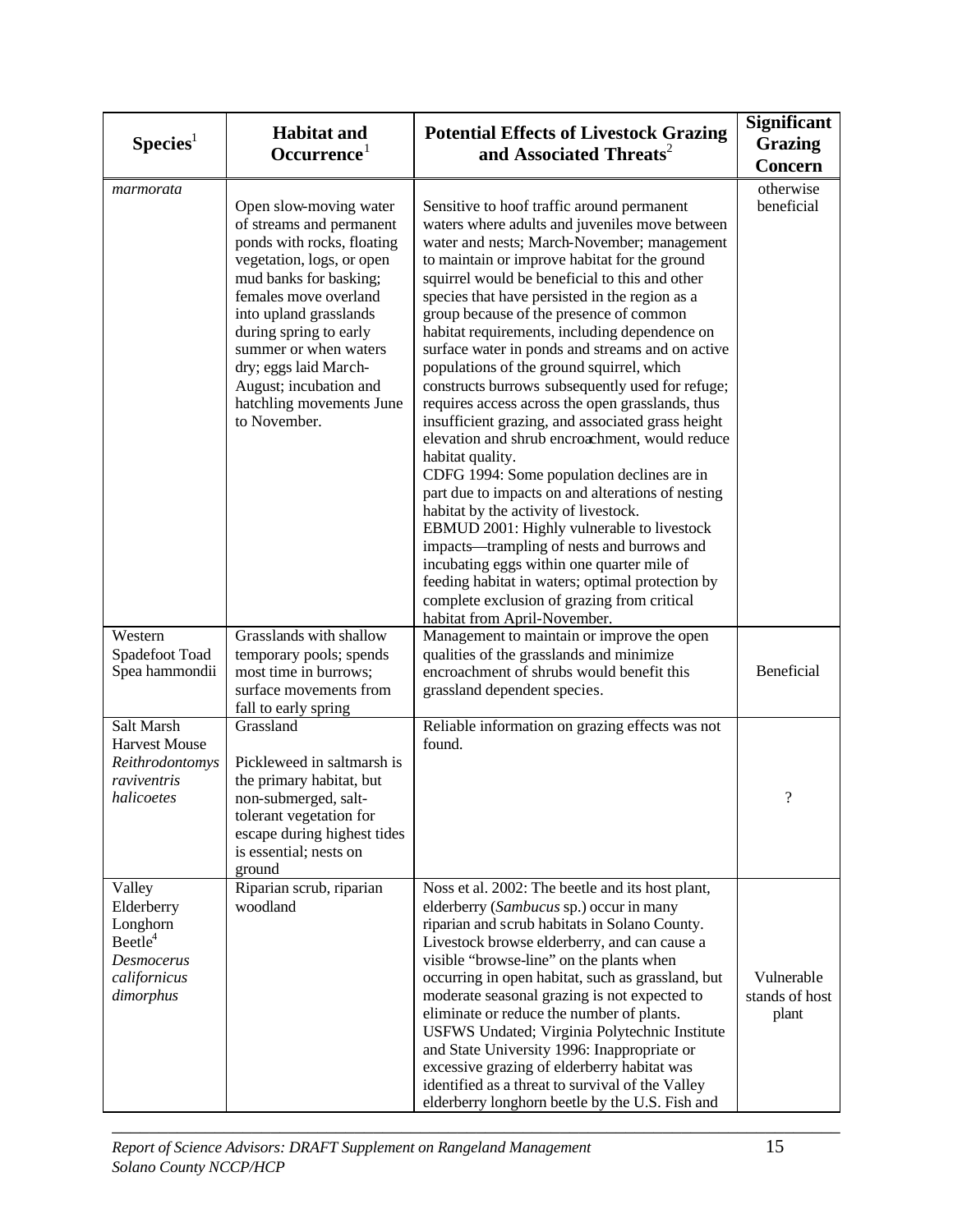| Species[1] | Habitat and Occurrence[1] | Potential Effects of Livestock Grazing and Associated Threats[2] | Significant Grazing Concern |
|---|---|---|---|
| *marmorata* | Open slow-moving water of streams and permanent ponds with rocks, floating vegetation, logs, or open mud banks for basking; females move overland into upland grasslands during spring to early summer or when waters dry; eggs laid March-August; incubation and hatchling movements June to November. | Sensitive to hoof traffic around permanent waters where adults and juveniles move between water and nests; March-November; management to maintain or improve habitat for the ground squirrel would be beneficial to this and other species that have persisted in the region as a group because of the presence of common habitat requirements, including dependence on surface water in ponds and streams and on active populations of the ground squirrel, which constructs burrows subsequently used for refuge; requires access across the open grasslands, thus insufficient grazing, and associated grass height elevation and shrub encroachment, would reduce habitat quality.<br>CDFG 1994: Some population declines are in part due to impacts on and alterations of nesting habitat by the activity of livestock.<br>EBMUD 2001: Highly vulnerable to livestock impacts—trampling of nests and burrows and incubating eggs within one quarter mile of feeding habitat in waters; optimal protection by complete exclusion of grazing from critical habitat from April-November. | otherwise beneficial |
| Western Spadefoot Toad Spea hammondii | Grasslands with shallow temporary pools; spends most time in burrows; surface movements from fall to early spring | Management to maintain or improve the open qualities of the grasslands and minimize encroachment of shrubs would benefit this grassland dependent species. | Beneficial |
| Salt Marsh Harvest Mouse *Reithrodontomys raviventris halicoetes* | Grassland<br><br>Pickleweed in saltmarsh is the primary habitat, but non-submerged, salt-tolerant vegetation for escape during highest tides is essential; nests on ground | Reliable information on grazing effects was not found. | ? |
| Valley Elderberry Longhorn Beetle[4] *Desmocerus californicus dimorphus* | Riparian scrub, riparian woodland | Noss et al. 2002: The beetle and its host plant, elderberry (*Sambucus* sp.) occur in many riparian and scrub habitats in Solano County. Livestock browse elderberry, and can cause a visible "browse-line" on the plants when occurring in open habitat, such as grassland, but moderate seasonal grazing is not expected to eliminate or reduce the number of plants.<br>USFWS Undated; Virginia Polytechnic Institute and State University 1996: Inappropriate or excessive grazing of elderberry habitat was identified as a threat to survival of the Valley elderberry longhorn beetle by the U.S. Fish and | Vulnerable stands of host plant |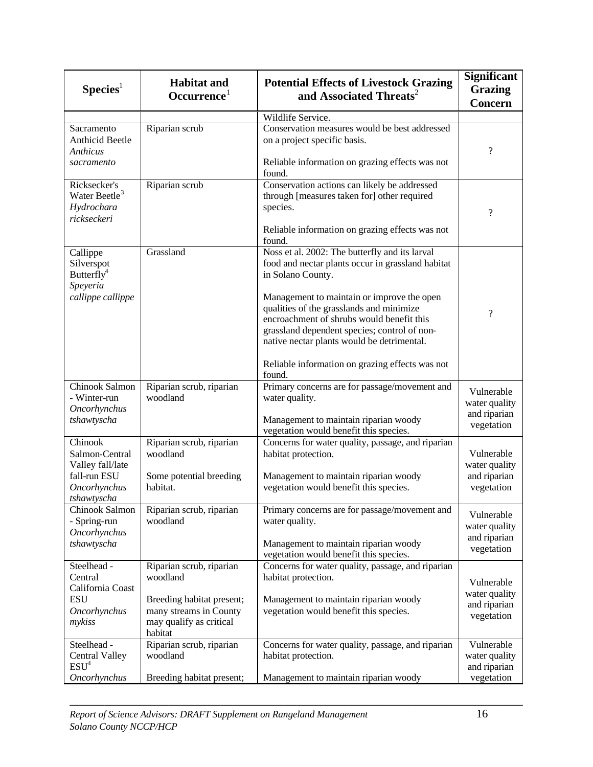| Species[1] | Habitat and Occurrence[1] | Potential Effects of Livestock Grazing and Associated Threats[2] | Significant Grazing Concern |
|---|---|---|---|
| | | Wildlife Service. | |
| Sacramento Anthicid Beetle *Anthicus sacramento* | Riparian scrub | Conservation measures would be best addressed on a project specific basis.<br><br>Reliable information on grazing effects was not found. | ? |
| Ricksecker's Water Beetle[3] *Hydrochara rickseckeri* | Riparian scrub | Conservation actions can likely be addressed through [measures taken for] other required species.<br><br>Reliable information on grazing effects was not found. | ? |
| Callippe Silverspot Butterfly[4] *Speyeria callippe callippe* | Grassland | Noss et al. 2002: The butterfly and its larval food and nectar plants occur in grassland habitat in Solano County.<br><br>Management to maintain or improve the open qualities of the grasslands and minimize encroachment of shrubs would benefit this grassland dependent species; control of non-native nectar plants would be detrimental.<br><br>Reliable information on grazing effects was not found. | ? |
| Chinook Salmon - Winter-run *Oncorhynchus tshawtyscha* | Riparian scrub, riparian woodland | Primary concerns are for passage/movement and water quality.<br><br>Management to maintain riparian woody vegetation would benefit this species. | Vulnerable water quality and riparian vegetation |
| Chinook Salmon-Central Valley fall/late fall-run ESU *Oncorhynchus tshawtyscha* | Riparian scrub, riparian woodland<br><br>Some potential breeding habitat. | Concerns for water quality, passage, and riparian habitat protection.<br><br>Management to maintain riparian woody vegetation would benefit this species. | Vulnerable water quality and riparian vegetation |
| Chinook Salmon - Spring-run *Oncorhynchus tshawtyscha* | Riparian scrub, riparian woodland | Primary concerns are for passage/movement and water quality.<br><br>Management to maintain riparian woody vegetation would benefit this species. | Vulnerable water quality and riparian vegetation |
| Steelhead - Central California Coast ESU *Oncorhynchus mykiss* | Riparian scrub, riparian woodland<br><br>Breeding habitat present; many streams in County may qualify as critical habitat | Concerns for water quality, passage, and riparian habitat protection.<br><br>Management to maintain riparian woody vegetation would benefit this species. | Vulnerable water quality and riparian vegetation |
| Steelhead - Central Valley ESU[4] *Oncorhynchus* | Riparian scrub, riparian woodland<br><br>Breeding habitat present; | Concerns for water quality, passage, and riparian habitat protection.<br><br>Management to maintain riparian woody | Vulnerable water quality and riparian vegetation |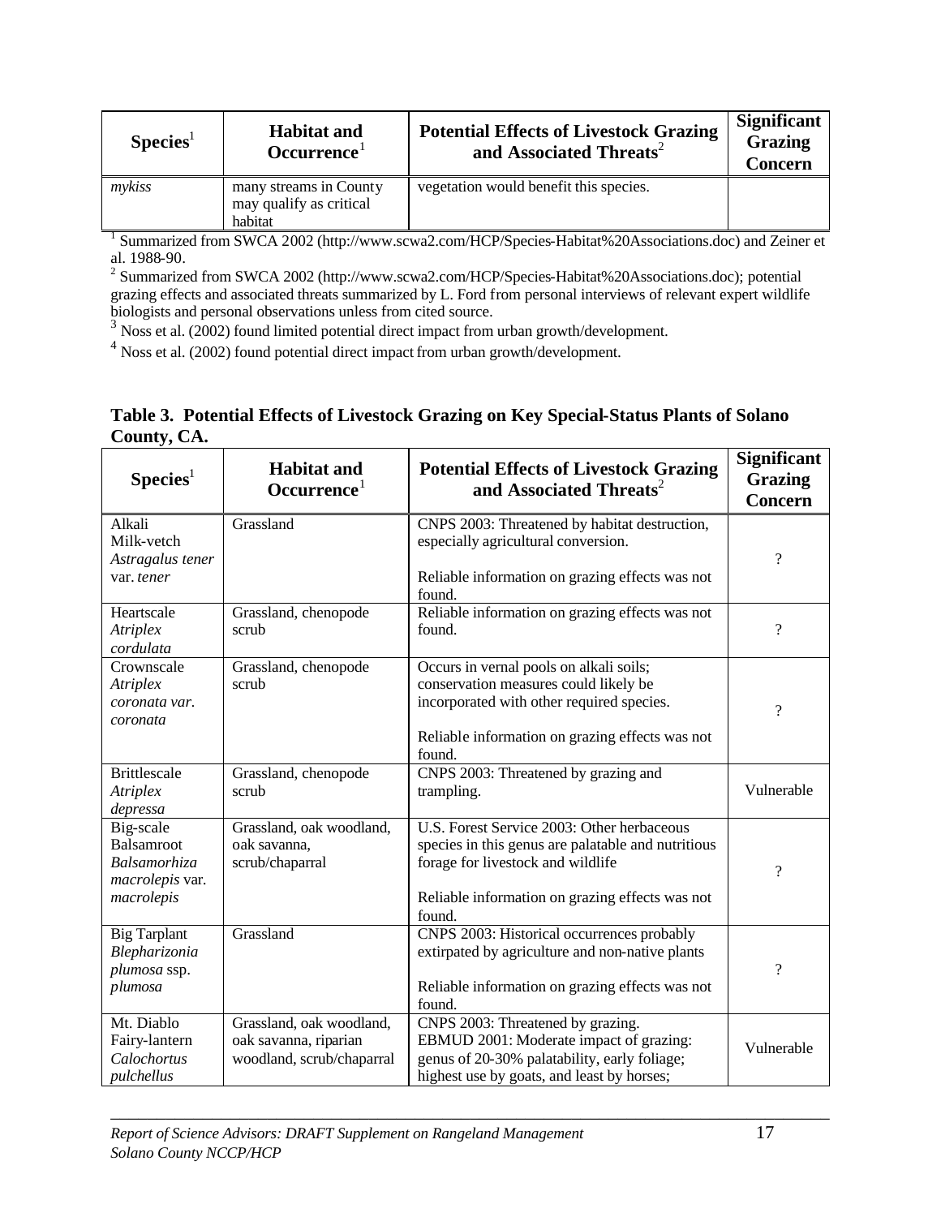| Species[1] | Habitat and Occurrence[1] | Potential Effects of Livestock Grazing and Associated Threats[2] | Significant Grazing Concern |
|---|---|---|---|
| *mykiss* | many streams in County may qualify as critical habitat | vegetation would benefit this species. | |

[1] Summarized from SWCA 2002 (http://www.scwa2.com/HCP/Species-Habitat%20Associations.doc) and Zeiner et al. 1988-90.

[2] Summarized from SWCA 2002 (http://www.scwa2.com/HCP/Species-Habitat%20Associations.doc); potential grazing effects and associated threats summarized by L. Ford from personal interviews of relevant expert wildlife biologists and personal observations unless from cited source.

[3] Noss et al. (2002) found limited potential direct impact from urban growth/development.

[4] Noss et al. (2002) found potential direct impact from urban growth/development.

**Table 3. Potential Effects of Livestock Grazing on Key Special-Status Plants of Solano County, CA.**

| Species[1] | Habitat and Occurrence[1] | Potential Effects of Livestock Grazing and Associated Threats[2] | Significant Grazing Concern |
|---|---|---|---|
| Alkali Milk-vetch *Astragalus tener* var. *tener* | Grassland | CNPS 2003: Threatened by habitat destruction, especially agricultural conversion.<br><br>Reliable information on grazing effects was not found. | ? |
| Heartscale *Atriplex cordulata* | Grassland, chenopode scrub | Reliable information on grazing effects was not found. | ? |
| Crownscale *Atriplex coronata var. coronata* | Grassland, chenopode scrub | Occurs in vernal pools on alkali soils; conservation measures could likely be incorporated with other required species.<br><br>Reliable information on grazing effects was not found. | ? |
| Brittlescale *Atriplex depressa* | Grassland, chenopode scrub | CNPS 2003: Threatened by grazing and trampling. | Vulnerable |
| Big-scale Balsamroot *Balsamorhiza macrolepis* var. *macrolepis* | Grassland, oak woodland, oak savanna, scrub/chaparral | U.S. Forest Service 2003: Other herbaceous species in this genus are palatable and nutritious forage for livestock and wildlife<br><br>Reliable information on grazing effects was not found. | ? |
| Big Tarplant *Blepharizonia plumosa* ssp. *plumosa* | Grassland | CNPS 2003: Historical occurrences probably extirpated by agriculture and non-native plants<br><br>Reliable information on grazing effects was not found. | ? |
| Mt. Diablo Fairy-lantern *Calochortus pulchellus* | Grassland, oak woodland, oak savanna, riparian woodland, scrub/chaparral | CNPS 2003: Threatened by grazing.<br>EBMUD 2001: Moderate impact of grazing: genus of 20-30% palatability, early foliage; highest use by goats, and least by horses; | Vulnerable |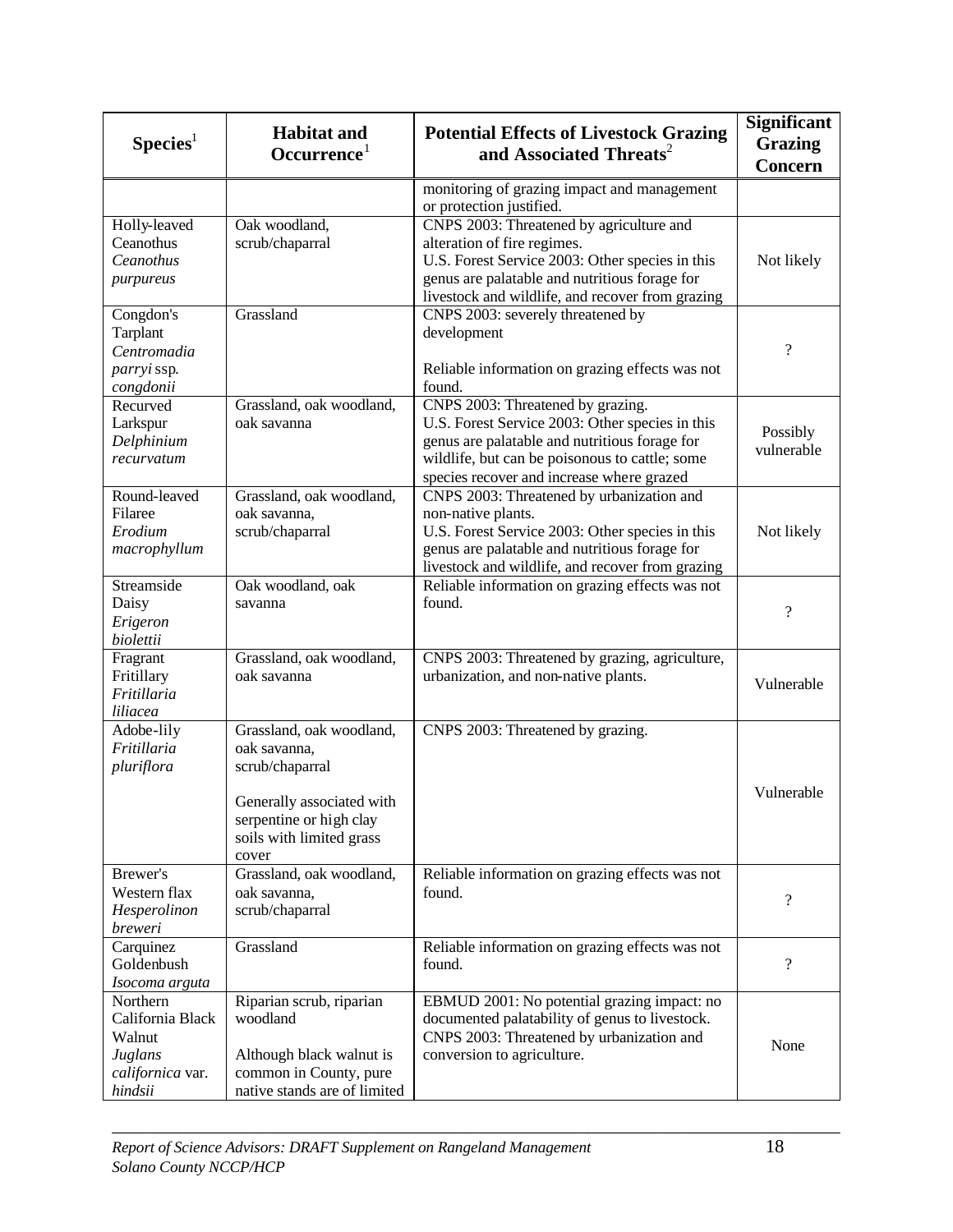| Species[1] | Habitat and Occurrence[1] | Potential Effects of Livestock Grazing and Associated Threats[2] | Significant Grazing Concern |
|---|---|---|---|
| | | monitoring of grazing impact and management or protection justified. | |
| Holly-leaved Ceanothus *Ceanothus purpureus* | Oak woodland, scrub/chaparral | CNPS 2003: Threatened by agriculture and alteration of fire regimes. U.S. Forest Service 2003: Other species in this genus are palatable and nutritious forage for livestock and wildlife, and recover from grazing | Not likely |
| Congdon's Tarplant *Centromadia parryi* ssp. *congdonii* | Grassland | CNPS 2003: severely threatened by development<br><br>Reliable information on grazing effects was not found. | ? |
| Recurved Larkspur *Delphinium recurvatum* | Grassland, oak woodland, oak savanna | CNPS 2003: Threatened by grazing. U.S. Forest Service 2003: Other species in this genus are palatable and nutritious forage for wildlife, but can be poisonous to cattle; some species recover and increase where grazed | Possibly vulnerable |
| Round-leaved Filaree *Erodium macrophyllum* | Grassland, oak woodland, oak savanna, scrub/chaparral | CNPS 2003: Threatened by urbanization and non-native plants. U.S. Forest Service 2003: Other species in this genus are palatable and nutritious forage for livestock and wildlife, and recover from grazing | Not likely |
| Streamside Daisy *Erigeron biolettii* | Oak woodland, oak savanna | Reliable information on grazing effects was not found. | ? |
| Fragrant Fritillary *Fritillaria liliacea* | Grassland, oak woodland, oak savanna | CNPS 2003: Threatened by grazing, agriculture, urbanization, and non-native plants. | Vulnerable |
| Adobe-lily *Fritillaria pluriflora* | Grassland, oak woodland, oak savanna, scrub/chaparral<br><br>Generally associated with serpentine or high clay soils with limited grass cover | CNPS 2003: Threatened by grazing. | Vulnerable |
| Brewer's Western flax *Hesperolinon breweri* | Grassland, oak woodland, oak savanna, scrub/chaparral | Reliable information on grazing effects was not found. | ? |
| Carquinez Goldenbush *Isocoma arguta* | Grassland | Reliable information on grazing effects was not found. | ? |
| Northern California Black Walnut *Juglans californica* var. *hindsii* | Riparian scrub, riparian woodland<br><br>Although black walnut is common in County, pure native stands are of limited | EBMUD 2001: No potential grazing impact: no documented palatability of genus to livestock. CNPS 2003: Threatened by urbanization and conversion to agriculture. | None |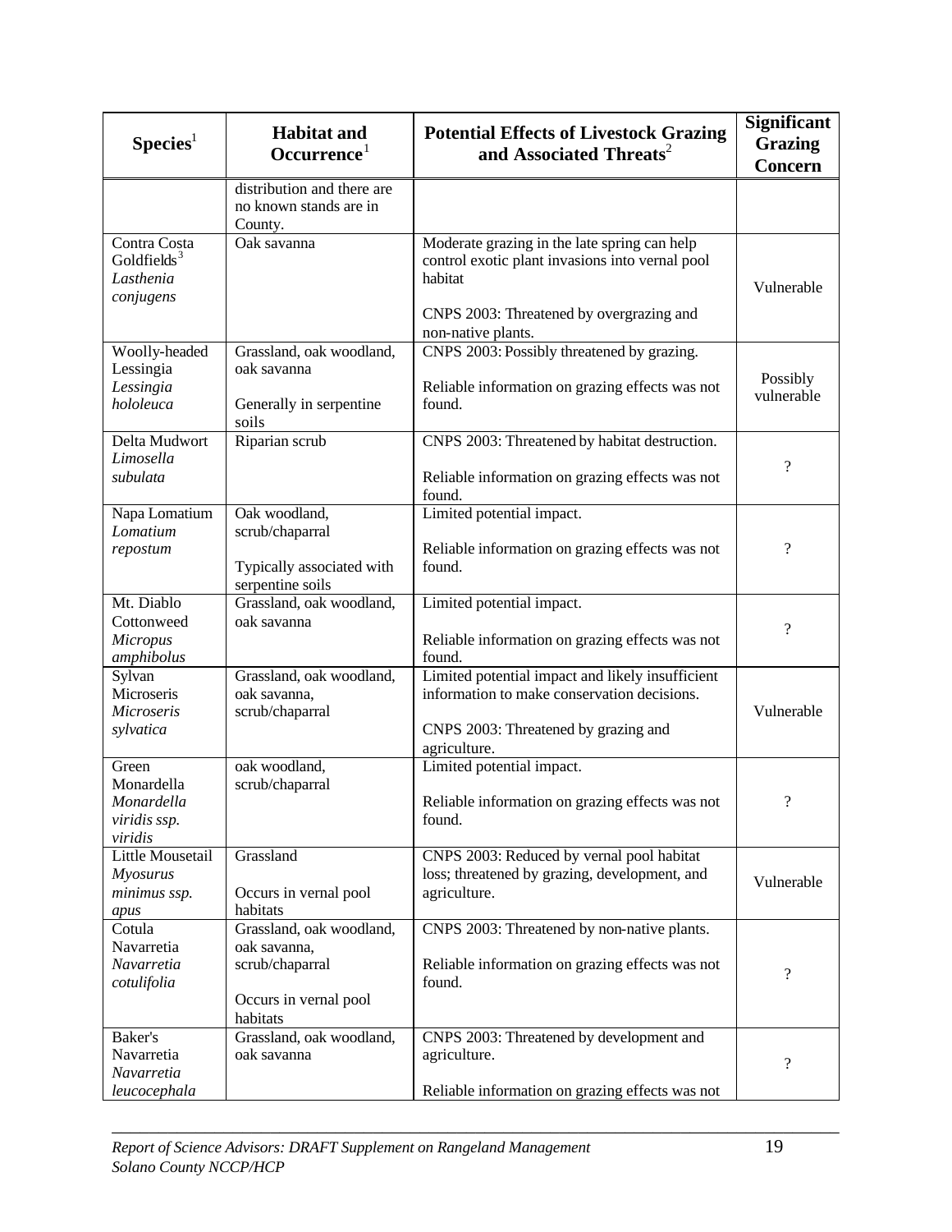| Species[1] | Habitat and Occurrence[1] | Potential Effects of Livestock Grazing and Associated Threats[2] | Significant Grazing Concern |
|---|---|---|---|
| | distribution and there are no known stands are in County. | | |
| Contra Costa Goldfields[3] *Lasthenia conjugens* | Oak savanna | Moderate grazing in the late spring can help control exotic plant invasions into vernal pool habitat<br><br>CNPS 2003: Threatened by overgrazing and non-native plants. | Vulnerable |
| Woolly-headed Lessingia *Lessingia hololeuca* | Grassland, oak woodland, oak savanna<br><br>Generally in serpentine soils | CNPS 2003: Possibly threatened by grazing.<br><br>Reliable information on grazing effects was not found. | Possibly vulnerable |
| Delta Mudwort *Limosella subulata* | Riparian scrub | CNPS 2003: Threatened by habitat destruction.<br><br>Reliable information on grazing effects was not found. | ? |
| Napa Lomatium *Lomatium repostum* | Oak woodland, scrub/chaparral<br><br>Typically associated with serpentine soils | Limited potential impact.<br><br>Reliable information on grazing effects was not found. | ? |
| Mt. Diablo Cottonweed *Micropus amphibolus* | Grassland, oak woodland, oak savanna | Limited potential impact.<br><br>Reliable information on grazing effects was not found. | ? |
| Sylvan Microseris *Microseris sylvatica* | Grassland, oak woodland, oak savanna, scrub/chaparral | Limited potential impact and likely insufficient information to make conservation decisions.<br><br>CNPS 2003: Threatened by grazing and agriculture. | Vulnerable |
| Green Monardella *Monardella viridis ssp. viridis* | oak woodland, scrub/chaparral | Limited potential impact.<br><br>Reliable information on grazing effects was not found. | ? |
| Little Mousetail *Myosurus minimus ssp. apus* | Grassland<br><br>Occurs in vernal pool habitats | CNPS 2003: Reduced by vernal pool habitat loss; threatened by grazing, development, and agriculture. | Vulnerable |
| Cotula Navarretia *Navarretia cotulifolia* | Grassland, oak woodland, oak savanna, scrub/chaparral<br><br>Occurs in vernal pool habitats | CNPS 2003: Threatened by non-native plants.<br><br>Reliable information on grazing effects was not found. | ? |
| Baker's Navarretia *Navarretia leucocephala* | Grassland, oak woodland, oak savanna | CNPS 2003: Threatened by development and agriculture.<br><br>Reliable information on grazing effects was not | ? |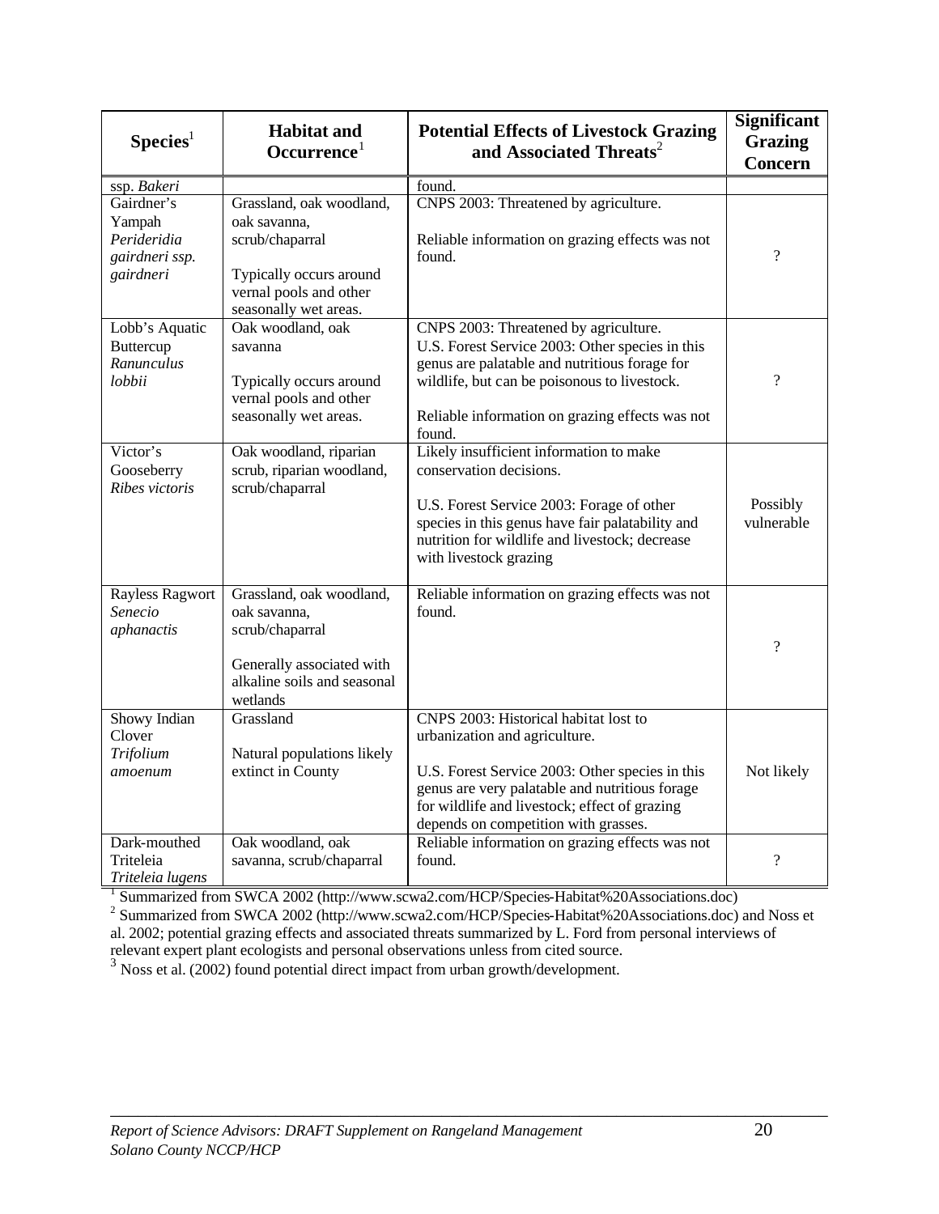| Species[1] | Habitat and Occurrence[1] | Potential Effects of Livestock Grazing and Associated Threats[2] | Significant Grazing Concern |
|---|---|---|---|
| ssp. *Bakeri* | | found. | |
| Gairdner's Yampah *Perideridia gairdneri ssp. gairdneri* | Grassland, oak woodland, oak savanna, scrub/chaparral<br><br>Typically occurs around vernal pools and other seasonally wet areas. | CNPS 2003: Threatened by agriculture.<br><br>Reliable information on grazing effects was not found. | ? |
| Lobb's Aquatic Buttercup *Ranunculus lobbii* | Oak woodland, oak savanna<br><br>Typically occurs around vernal pools and other seasonally wet areas. | CNPS 2003: Threatened by agriculture.<br>U.S. Forest Service 2003: Other species in this genus are palatable and nutritious forage for wildlife, but can be poisonous to livestock.<br><br>Reliable information on grazing effects was not found. | ? |
| Victor's Gooseberry *Ribes victoris* | Oak woodland, riparian scrub, riparian woodland, scrub/chaparral | Likely insufficient information to make conservation decisions.<br><br>U.S. Forest Service 2003: Forage of other species in this genus have fair palatability and nutrition for wildlife and livestock; decrease with livestock grazing | Possibly vulnerable |
| Rayless Ragwort *Senecio aphanactis* | Grassland, oak woodland, oak savanna, scrub/chaparral<br><br>Generally associated with alkaline soils and seasonal wetlands | Reliable information on grazing effects was not found. | ? |
| Showy Indian Clover *Trifolium amoenum* | Grassland<br><br>Natural populations likely extinct in County | CNPS 2003: Historical habitat lost to urbanization and agriculture.<br><br>U.S. Forest Service 2003: Other species in this genus are very palatable and nutritious forage for wildlife and livestock; effect of grazing depends on competition with grasses. | Not likely |
| Dark-mouthed Triteleia *Triteleia lugens* | Oak woodland, oak savanna, scrub/chaparral | Reliable information on grazing effects was not found. | ? |

[1] Summarized from SWCA 2002 (http://www.scwa2.com/HCP/Species-Habitat%20Associations.doc)

[2] Summarized from SWCA 2002 (http://www.scwa2.com/HCP/Species-Habitat%20Associations.doc) and Noss et al. 2002; potential grazing effects and associated threats summarized by L. Ford from personal interviews of relevant expert plant ecologists and personal observations unless from cited source.

[3] Noss et al. (2002) found potential direct impact from urban growth/development.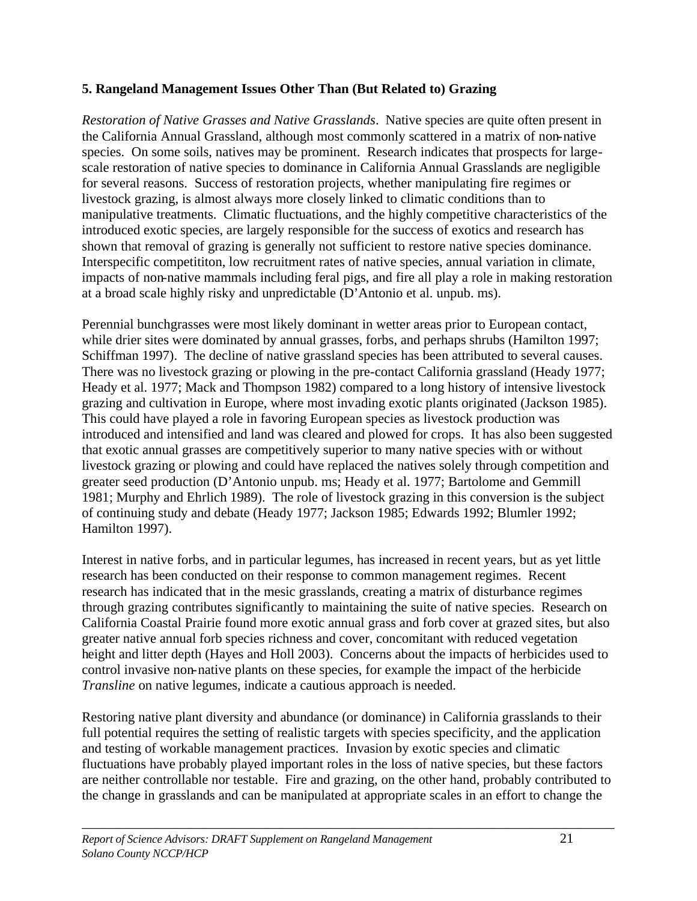## 5. Rangeland Management Issues Other Than (But Related to) Grazing

*Restoration of Native Grasses and Native Grasslands*. Native species are quite often present in the California Annual Grassland, although most commonly scattered in a matrix of non-native species. On some soils, natives may be prominent. Research indicates that prospects for large-scale restoration of native species to dominance in California Annual Grasslands are negligible for several reasons. Success of restoration projects, whether manipulating fire regimes or livestock grazing, is almost always more closely linked to climatic conditions than to manipulative treatments. Climatic fluctuations, and the highly competitive characteristics of the introduced exotic species, are largely responsible for the success of exotics and research has shown that removal of grazing is generally not sufficient to restore native species dominance. Interspecific competititon, low recruitment rates of native species, annual variation in climate, impacts of non-native mammals including feral pigs, and fire all play a role in making restoration at a broad scale highly risky and unpredictable (D'Antonio et al. unpub. ms).

Perennial bunchgrasses were most likely dominant in wetter areas prior to European contact, while drier sites were dominated by annual grasses, forbs, and perhaps shrubs (Hamilton 1997; Schiffman 1997). The decline of native grassland species has been attributed to several causes. There was no livestock grazing or plowing in the pre-contact California grassland (Heady 1977; Heady et al. 1977; Mack and Thompson 1982) compared to a long history of intensive livestock grazing and cultivation in Europe, where most invading exotic plants originated (Jackson 1985). This could have played a role in favoring European species as livestock production was introduced and intensified and land was cleared and plowed for crops. It has also been suggested that exotic annual grasses are competitively superior to many native species with or without livestock grazing or plowing and could have replaced the natives solely through competition and greater seed production (D'Antonio unpub. ms; Heady et al. 1977; Bartolome and Gemmill 1981; Murphy and Ehrlich 1989). The role of livestock grazing in this conversion is the subject of continuing study and debate (Heady 1977; Jackson 1985; Edwards 1992; Blumler 1992; Hamilton 1997).

Interest in native forbs, and in particular legumes, has increased in recent years, but as yet little research has been conducted on their response to common management regimes. Recent research has indicated that in the mesic grasslands, creating a matrix of disturbance regimes through grazing contributes significantly to maintaining the suite of native species. Research on California Coastal Prairie found more exotic annual grass and forb cover at grazed sites, but also greater native annual forb species richness and cover, concomitant with reduced vegetation height and litter depth (Hayes and Holl 2003). Concerns about the impacts of herbicides used to control invasive non-native plants on these species, for example the impact of the herbicide *Transline* on native legumes, indicate a cautious approach is needed.

Restoring native plant diversity and abundance (or dominance) in California grasslands to their full potential requires the setting of realistic targets with species specificity, and the application and testing of workable management practices. Invasion by exotic species and climatic fluctuations have probably played important roles in the loss of native species, but these factors are neither controllable nor testable. Fire and grazing, on the other hand, probably contributed to the change in grasslands and can be manipulated at appropriate scales in an effort to change the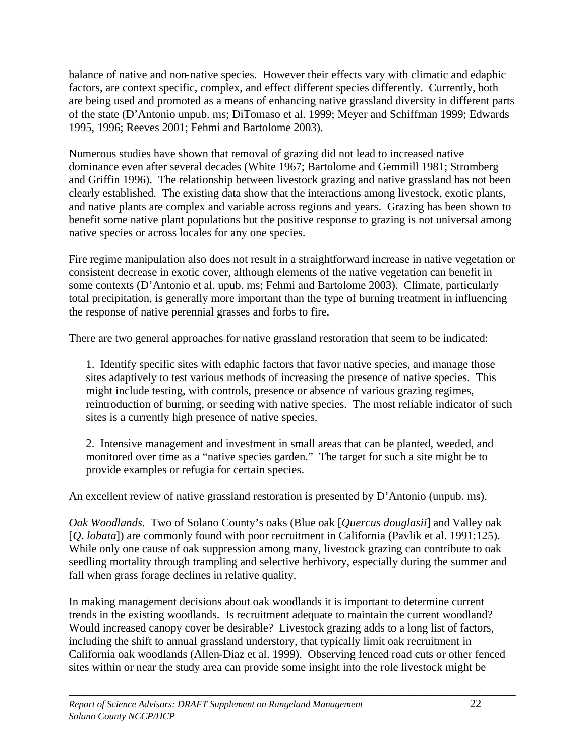balance of native and non-native species. However their effects vary with climatic and edaphic factors, are context specific, complex, and effect different species differently. Currently, both are being used and promoted as a means of enhancing native grassland diversity in different parts of the state (D'Antonio unpub. ms; DiTomaso et al. 1999; Meyer and Schiffman 1999; Edwards 1995, 1996; Reeves 2001; Fehmi and Bartolome 2003).

Numerous studies have shown that removal of grazing did not lead to increased native dominance even after several decades (White 1967; Bartolome and Gemmill 1981; Stromberg and Griffin 1996). The relationship between livestock grazing and native grassland has not been clearly established. The existing data show that the interactions among livestock, exotic plants, and native plants are complex and variable across regions and years. Grazing has been shown to benefit some native plant populations but the positive response to grazing is not universal among native species or across locales for any one species.

Fire regime manipulation also does not result in a straightforward increase in native vegetation or consistent decrease in exotic cover, although elements of the native vegetation can benefit in some contexts (D'Antonio et al. upub. ms; Fehmi and Bartolome 2003). Climate, particularly total precipitation, is generally more important than the type of burning treatment in influencing the response of native perennial grasses and forbs to fire.

There are two general approaches for native grassland restoration that seem to be indicated:

1. Identify specific sites with edaphic factors that favor native species, and manage those sites adaptively to test various methods of increasing the presence of native species. This might include testing, with controls, presence or absence of various grazing regimes, reintroduction of burning, or seeding with native species. The most reliable indicator of such sites is a currently high presence of native species.

2. Intensive management and investment in small areas that can be planted, weeded, and monitored over time as a "native species garden." The target for such a site might be to provide examples or refugia for certain species.

An excellent review of native grassland restoration is presented by D'Antonio (unpub. ms).

*Oak Woodlands*. Two of Solano County's oaks (Blue oak [*Quercus douglasii*] and Valley oak [*Q. lobata*]) are commonly found with poor recruitment in California (Pavlik et al. 1991:125). While only one cause of oak suppression among many, livestock grazing can contribute to oak seedling mortality through trampling and selective herbivory, especially during the summer and fall when grass forage declines in relative quality.

In making management decisions about oak woodlands it is important to determine current trends in the existing woodlands. Is recruitment adequate to maintain the current woodland? Would increased canopy cover be desirable? Livestock grazing adds to a long list of factors, including the shift to annual grassland understory, that typically limit oak recruitment in California oak woodlands (Allen-Diaz et al. 1999). Observing fenced road cuts or other fenced sites within or near the study area can provide some insight into the role livestock might be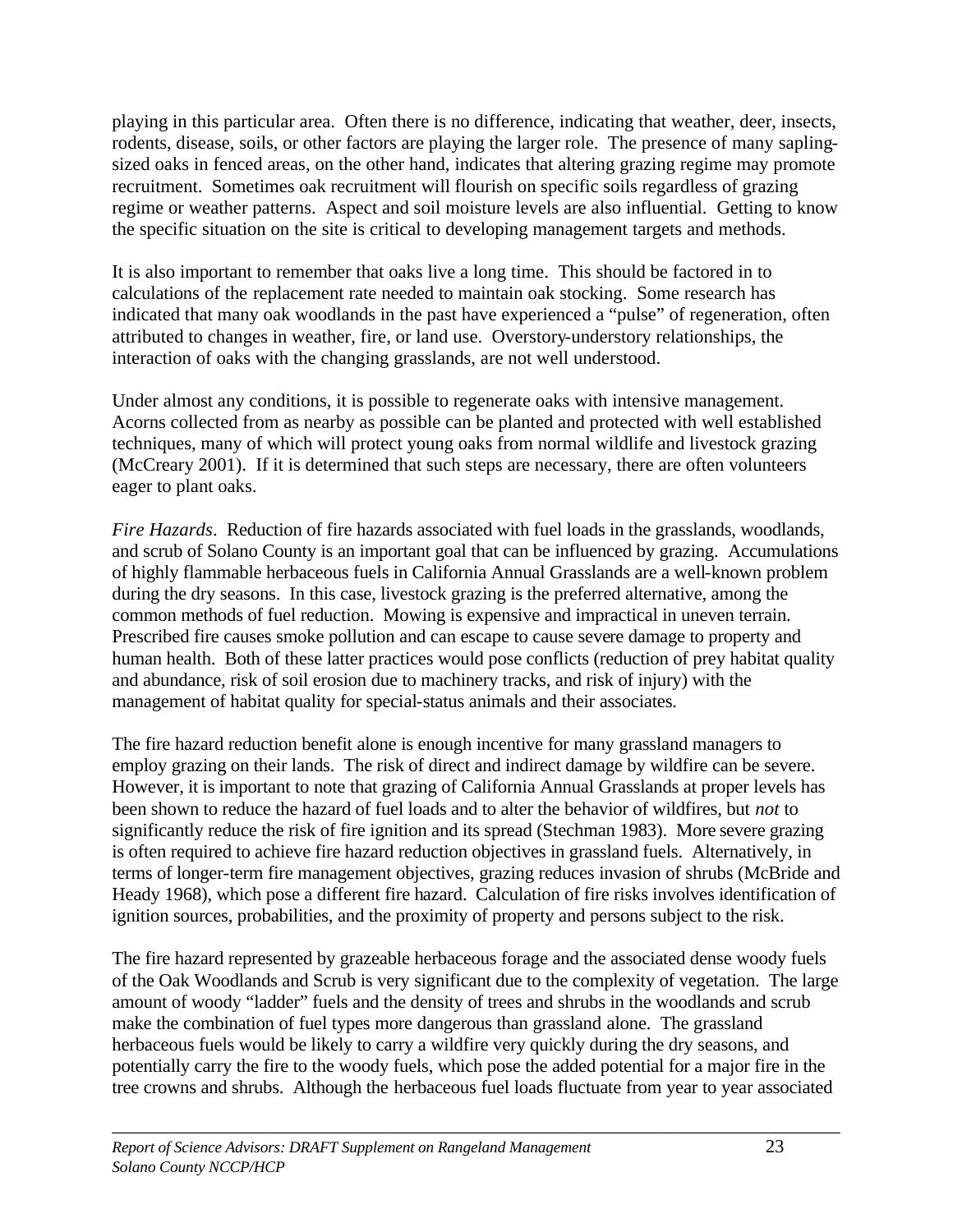playing in this particular area. Often there is no difference, indicating that weather, deer, insects, rodents, disease, soils, or other factors are playing the larger role. The presence of many sapling-sized oaks in fenced areas, on the other hand, indicates that altering grazing regime may promote recruitment. Sometimes oak recruitment will flourish on specific soils regardless of grazing regime or weather patterns. Aspect and soil moisture levels are also influential. Getting to know the specific situation on the site is critical to developing management targets and methods.

It is also important to remember that oaks live a long time. This should be factored in to calculations of the replacement rate needed to maintain oak stocking. Some research has indicated that many oak woodlands in the past have experienced a "pulse" of regeneration, often attributed to changes in weather, fire, or land use. Overstory-understory relationships, the interaction of oaks with the changing grasslands, are not well understood.

Under almost any conditions, it is possible to regenerate oaks with intensive management. Acorns collected from as nearby as possible can be planted and protected with well established techniques, many of which will protect young oaks from normal wildlife and livestock grazing (McCreary 2001). If it is determined that such steps are necessary, there are often volunteers eager to plant oaks.

*Fire Hazards*. Reduction of fire hazards associated with fuel loads in the grasslands, woodlands, and scrub of Solano County is an important goal that can be influenced by grazing. Accumulations of highly flammable herbaceous fuels in California Annual Grasslands are a well-known problem during the dry seasons. In this case, livestock grazing is the preferred alternative, among the common methods of fuel reduction. Mowing is expensive and impractical in uneven terrain. Prescribed fire causes smoke pollution and can escape to cause severe damage to property and human health. Both of these latter practices would pose conflicts (reduction of prey habitat quality and abundance, risk of soil erosion due to machinery tracks, and risk of injury) with the management of habitat quality for special-status animals and their associates.

The fire hazard reduction benefit alone is enough incentive for many grassland managers to employ grazing on their lands. The risk of direct and indirect damage by wildfire can be severe. However, it is important to note that grazing of California Annual Grasslands at proper levels has been shown to reduce the hazard of fuel loads and to alter the behavior of wildfires, but *not* to significantly reduce the risk of fire ignition and its spread (Stechman 1983). More severe grazing is often required to achieve fire hazard reduction objectives in grassland fuels. Alternatively, in terms of longer-term fire management objectives, grazing reduces invasion of shrubs (McBride and Heady 1968), which pose a different fire hazard. Calculation of fire risks involves identification of ignition sources, probabilities, and the proximity of property and persons subject to the risk.

The fire hazard represented by grazeable herbaceous forage and the associated dense woody fuels of the Oak Woodlands and Scrub is very significant due to the complexity of vegetation. The large amount of woody "ladder" fuels and the density of trees and shrubs in the woodlands and scrub make the combination of fuel types more dangerous than grassland alone. The grassland herbaceous fuels would be likely to carry a wildfire very quickly during the dry seasons, and potentially carry the fire to the woody fuels, which pose the added potential for a major fire in the tree crowns and shrubs. Although the herbaceous fuel loads fluctuate from year to year associated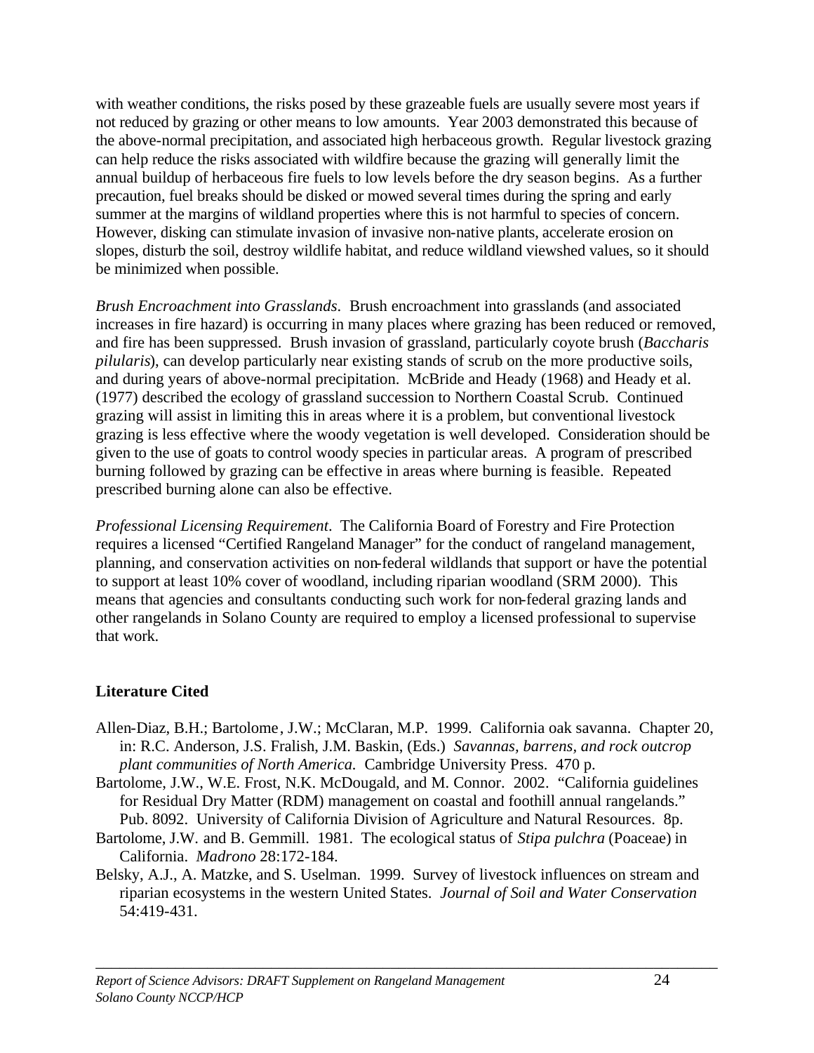with weather conditions, the risks posed by these grazeable fuels are usually severe most years if not reduced by grazing or other means to low amounts. Year 2003 demonstrated this because of the above-normal precipitation, and associated high herbaceous growth. Regular livestock grazing can help reduce the risks associated with wildfire because the grazing will generally limit the annual buildup of herbaceous fire fuels to low levels before the dry season begins. As a further precaution, fuel breaks should be disked or mowed several times during the spring and early summer at the margins of wildland properties where this is not harmful to species of concern. However, disking can stimulate invasion of invasive non-native plants, accelerate erosion on slopes, disturb the soil, destroy wildlife habitat, and reduce wildland viewshed values, so it should be minimized when possible.

*Brush Encroachment into Grasslands*. Brush encroachment into grasslands (and associated increases in fire hazard) is occurring in many places where grazing has been reduced or removed, and fire has been suppressed. Brush invasion of grassland, particularly coyote brush (*Baccharis pilularis*), can develop particularly near existing stands of scrub on the more productive soils, and during years of above-normal precipitation. McBride and Heady (1968) and Heady et al. (1977) described the ecology of grassland succession to Northern Coastal Scrub. Continued grazing will assist in limiting this in areas where it is a problem, but conventional livestock grazing is less effective where the woody vegetation is well developed. Consideration should be given to the use of goats to control woody species in particular areas. A program of prescribed burning followed by grazing can be effective in areas where burning is feasible. Repeated prescribed burning alone can also be effective.

*Professional Licensing Requirement*. The California Board of Forestry and Fire Protection requires a licensed "Certified Rangeland Manager" for the conduct of rangeland management, planning, and conservation activities on non-federal wildlands that support or have the potential to support at least 10% cover of woodland, including riparian woodland (SRM 2000). This means that agencies and consultants conducting such work for non-federal grazing lands and other rangelands in Solano County are required to employ a licensed professional to supervise that work.

**Literature Cited**

Allen-Diaz, B.H.; Bartolome, J.W.; McClaran, M.P. 1999. California oak savanna. Chapter 20, in: R.C. Anderson, J.S. Fralish, J.M. Baskin, (Eds.) *Savannas, barrens, and rock outcrop plant communities of North America.* Cambridge University Press. 470 p.

Bartolome, J.W., W.E. Frost, N.K. McDougald, and M. Connor. 2002. "California guidelines for Residual Dry Matter (RDM) management on coastal and foothill annual rangelands." Pub. 8092. University of California Division of Agriculture and Natural Resources. 8p.

Bartolome, J.W. and B. Gemmill. 1981. The ecological status of *Stipa pulchra* (Poaceae) in California. *Madrono* 28:172-184.

Belsky, A.J., A. Matzke, and S. Uselman. 1999. Survey of livestock influences on stream and riparian ecosystems in the western United States. *Journal of Soil and Water Conservation* 54:419-431.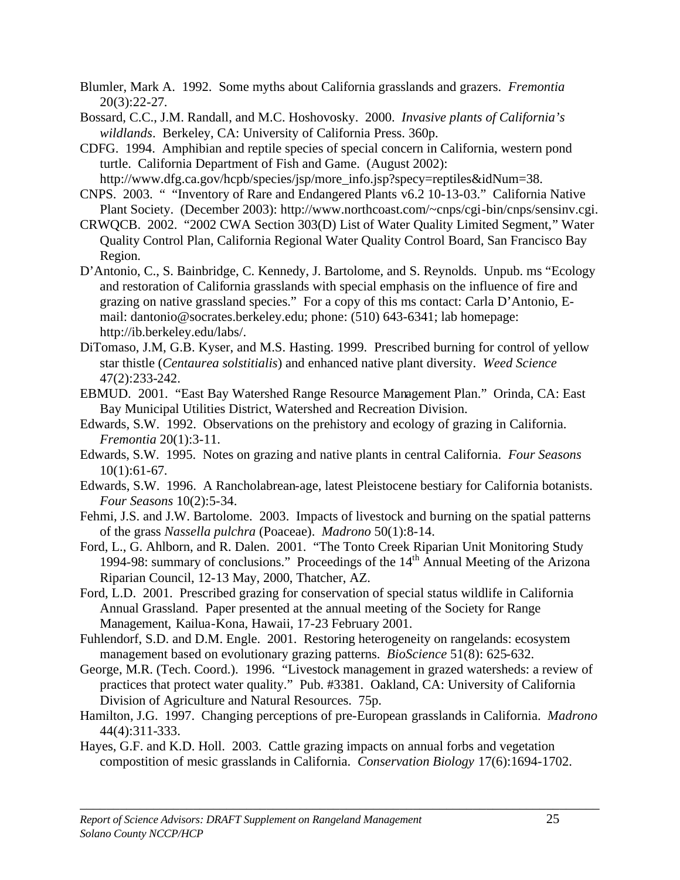Blumler, Mark A. 1992. Some myths about California grasslands and grazers. *Fremontia* 20(3):22-27.

Bossard, C.C., J.M. Randall, and M.C. Hoshovosky. 2000. *Invasive plants of California's wildlands*. Berkeley, CA: University of California Press. 360p.

CDFG. 1994. Amphibian and reptile species of special concern in California, western pond turtle. California Department of Fish and Game. (August 2002): http://www.dfg.ca.gov/hcpb/species/jsp/more_info.jsp?specy=reptiles&idNum=38.

CNPS. 2003. " "Inventory of Rare and Endangered Plants v6.2 10-13-03." California Native Plant Society. (December 2003): http://www.northcoast.com/~cnps/cgi-bin/cnps/sensinv.cgi.

CRWQCB. 2002. "2002 CWA Section 303(D) List of Water Quality Limited Segment," Water Quality Control Plan, California Regional Water Quality Control Board, San Francisco Bay Region.

D'Antonio, C., S. Bainbridge, C. Kennedy, J. Bartolome, and S. Reynolds. Unpub. ms "Ecology and restoration of California grasslands with special emphasis on the influence of fire and grazing on native grassland species." For a copy of this ms contact: Carla D'Antonio, E-mail: dantonio@socrates.berkeley.edu; phone: (510) 643-6341; lab homepage: http://ib.berkeley.edu/labs/.

DiTomaso, J.M, G.B. Kyser, and M.S. Hasting. 1999. Prescribed burning for control of yellow star thistle (*Centaurea solstitialis*) and enhanced native plant diversity. *Weed Science* 47(2):233-242.

EBMUD. 2001. "East Bay Watershed Range Resource Management Plan." Orinda, CA: East Bay Municipal Utilities District, Watershed and Recreation Division.

Edwards, S.W. 1992. Observations on the prehistory and ecology of grazing in California. *Fremontia* 20(1):3-11.

Edwards, S.W. 1995. Notes on grazing and native plants in central California. *Four Seasons* 10(1):61-67.

Edwards, S.W. 1996. A Rancholabrean-age, latest Pleistocene bestiary for California botanists. *Four Seasons* 10(2):5-34.

Fehmi, J.S. and J.W. Bartolome. 2003. Impacts of livestock and burning on the spatial patterns of the grass *Nassella pulchra* (Poaceae). *Madrono* 50(1):8-14.

Ford, L., G. Ahlborn, and R. Dalen. 2001. "The Tonto Creek Riparian Unit Monitoring Study 1994-98: summary of conclusions." Proceedings of the 14th Annual Meeting of the Arizona Riparian Council, 12-13 May, 2000, Thatcher, AZ.

Ford, L.D. 2001. Prescribed grazing for conservation of special status wildlife in California Annual Grassland. Paper presented at the annual meeting of the Society for Range Management, Kailua-Kona, Hawaii, 17-23 February 2001.

Fuhlendorf, S.D. and D.M. Engle. 2001. Restoring heterogeneity on rangelands: ecosystem management based on evolutionary grazing patterns. *BioScience* 51(8): 625-632.

George, M.R. (Tech. Coord.). 1996. "Livestock management in grazed watersheds: a review of practices that protect water quality." Pub. #3381. Oakland, CA: University of California Division of Agriculture and Natural Resources. 75p.

Hamilton, J.G. 1997. Changing perceptions of pre-European grasslands in California. *Madrono* 44(4):311-333.

Hayes, G.F. and K.D. Holl. 2003. Cattle grazing impacts on annual forbs and vegetation compostition of mesic grasslands in California. *Conservation Biology* 17(6):1694-1702.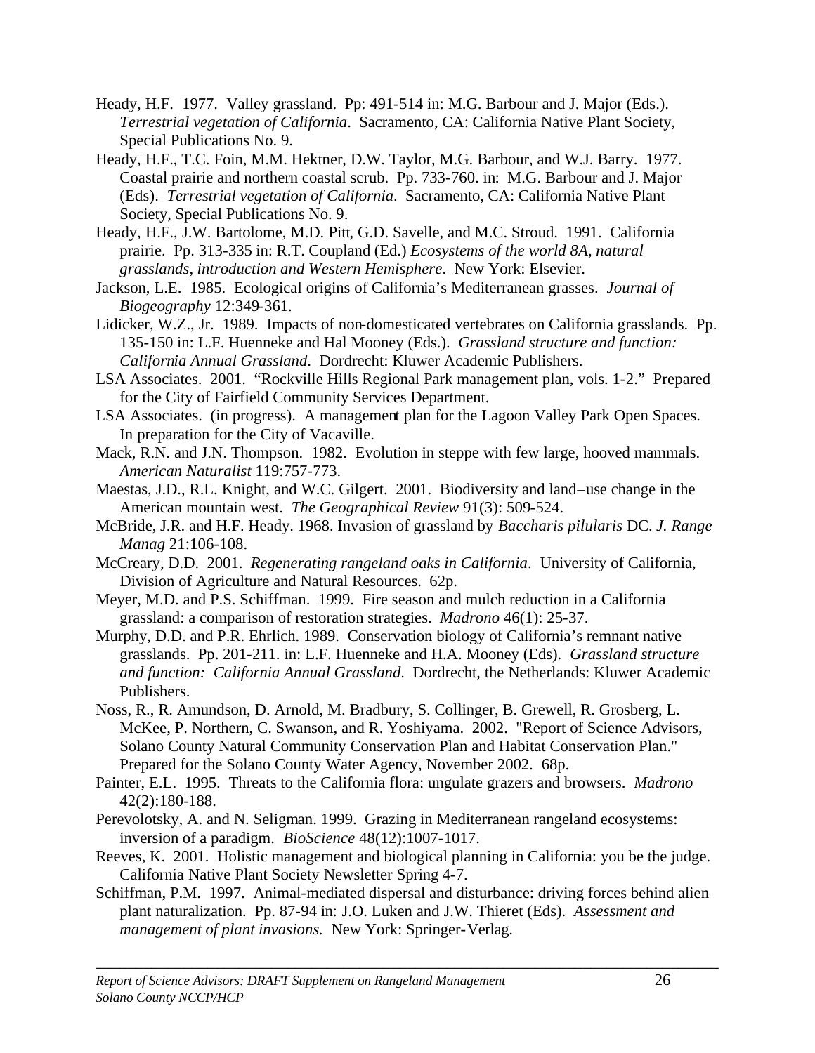Heady, H.F. 1977. Valley grassland. Pp: 491-514 in: M.G. Barbour and J. Major (Eds.). *Terrestrial vegetation of California*. Sacramento, CA: California Native Plant Society, Special Publications No. 9.

Heady, H.F., T.C. Foin, M.M. Hektner, D.W. Taylor, M.G. Barbour, and W.J. Barry. 1977. Coastal prairie and northern coastal scrub. Pp. 733-760. in: M.G. Barbour and J. Major (Eds). *Terrestrial vegetation of California*. Sacramento, CA: California Native Plant Society, Special Publications No. 9.

Heady, H.F., J.W. Bartolome, M.D. Pitt, G.D. Savelle, and M.C. Stroud. 1991. California prairie. Pp. 313-335 in: R.T. Coupland (Ed.) *Ecosystems of the world 8A, natural grasslands, introduction and Western Hemisphere*. New York: Elsevier.

Jackson, L.E. 1985. Ecological origins of California's Mediterranean grasses. *Journal of Biogeography* 12:349-361.

Lidicker, W.Z., Jr. 1989. Impacts of non-domesticated vertebrates on California grasslands. Pp. 135-150 in: L.F. Huenneke and Hal Mooney (Eds.). *Grassland structure and function: California Annual Grassland*. Dordrecht: Kluwer Academic Publishers.

LSA Associates. 2001. "Rockville Hills Regional Park management plan, vols. 1-2." Prepared for the City of Fairfield Community Services Department.

LSA Associates. (in progress). A management plan for the Lagoon Valley Park Open Spaces. In preparation for the City of Vacaville.

Mack, R.N. and J.N. Thompson. 1982. Evolution in steppe with few large, hooved mammals. *American Naturalist* 119:757-773.

Maestas, J.D., R.L. Knight, and W.C. Gilgert. 2001. Biodiversity and land–use change in the American mountain west. *The Geographical Review* 91(3): 509-524.

McBride, J.R. and H.F. Heady. 1968. Invasion of grassland by *Baccharis pilularis* DC. *J. Range Manag* 21:106-108.

McCreary, D.D. 2001. *Regenerating rangeland oaks in California*. University of California, Division of Agriculture and Natural Resources. 62p.

Meyer, M.D. and P.S. Schiffman. 1999. Fire season and mulch reduction in a California grassland: a comparison of restoration strategies. *Madrono* 46(1): 25-37.

Murphy, D.D. and P.R. Ehrlich. 1989. Conservation biology of California's remnant native grasslands. Pp. 201-211. in: L.F. Huenneke and H.A. Mooney (Eds). *Grassland structure and function: California Annual Grassland*. Dordrecht, the Netherlands: Kluwer Academic Publishers.

Noss, R., R. Amundson, D. Arnold, M. Bradbury, S. Collinger, B. Grewell, R. Grosberg, L. McKee, P. Northern, C. Swanson, and R. Yoshiyama. 2002. "Report of Science Advisors, Solano County Natural Community Conservation Plan and Habitat Conservation Plan." Prepared for the Solano County Water Agency, November 2002. 68p.

Painter, E.L. 1995. Threats to the California flora: ungulate grazers and browsers. *Madrono* 42(2):180-188.

Perevolotsky, A. and N. Seligman. 1999. Grazing in Mediterranean rangeland ecosystems: inversion of a paradigm. *BioScience* 48(12):1007-1017.

Reeves, K. 2001. Holistic management and biological planning in California: you be the judge. California Native Plant Society Newsletter Spring 4-7.

Schiffman, P.M. 1997. Animal-mediated dispersal and disturbance: driving forces behind alien plant naturalization. Pp. 87-94 in: J.O. Luken and J.W. Thieret (Eds). *Assessment and management of plant invasions.* New York: Springer-Verlag.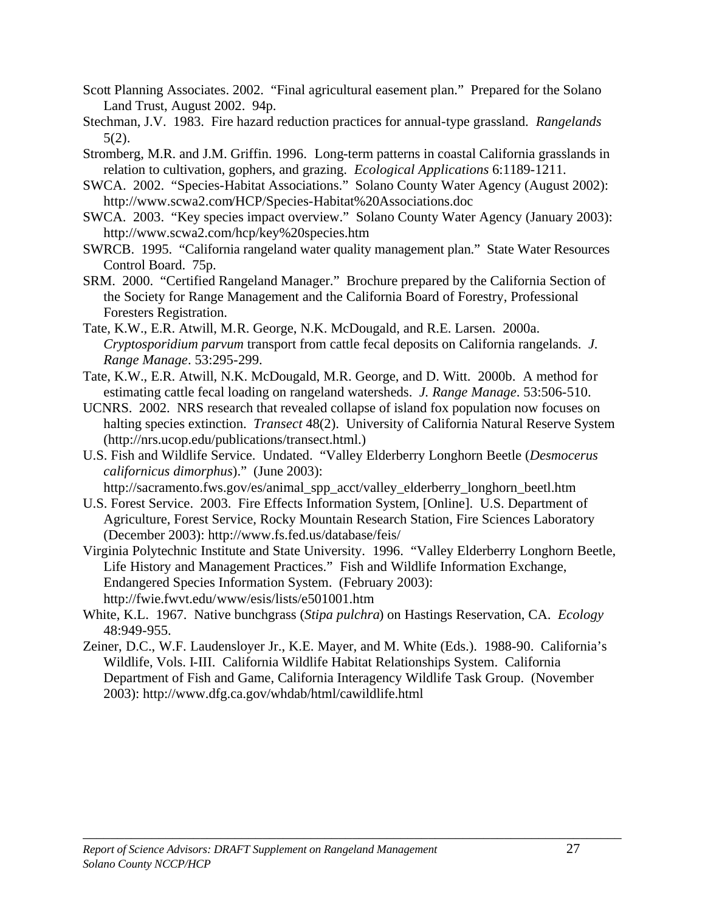Scott Planning Associates. 2002. "Final agricultural easement plan." Prepared for the Solano Land Trust, August 2002. 94p.

Stechman, J.V. 1983. Fire hazard reduction practices for annual-type grassland. *Rangelands* 5(2).

Stromberg, M.R. and J.M. Griffin. 1996. Long-term patterns in coastal California grasslands in relation to cultivation, gophers, and grazing. *Ecological Applications* 6:1189-1211.

SWCA. 2002. "Species-Habitat Associations." Solano County Water Agency (August 2002): http://www.scwa2.com/HCP/Species-Habitat%20Associations.doc

SWCA. 2003. "Key species impact overview." Solano County Water Agency (January 2003): http://www.scwa2.com/hcp/key%20species.htm

SWRCB. 1995. "California rangeland water quality management plan." State Water Resources Control Board. 75p.

SRM. 2000. "Certified Rangeland Manager." Brochure prepared by the California Section of the Society for Range Management and the California Board of Forestry, Professional Foresters Registration.

Tate, K.W., E.R. Atwill, M.R. George, N.K. McDougald, and R.E. Larsen. 2000a. *Cryptosporidium parvum* transport from cattle fecal deposits on California rangelands. *J. Range Manage*. 53:295-299.

Tate, K.W., E.R. Atwill, N.K. McDougald, M.R. George, and D. Witt. 2000b. A method for estimating cattle fecal loading on rangeland watersheds. *J. Range Manage*. 53:506-510.

UCNRS. 2002. NRS research that revealed collapse of island fox population now focuses on halting species extinction. *Transect* 48(2). University of California Natural Reserve System (http://nrs.ucop.edu/publications/transect.html.)

U.S. Fish and Wildlife Service. Undated. "Valley Elderberry Longhorn Beetle (*Desmocerus californicus dimorphus*)." (June 2003): http://sacramento.fws.gov/es/animal_spp_acct/valley_elderberry_longhorn_beetl.htm

U.S. Forest Service. 2003. Fire Effects Information System, [Online]. U.S. Department of Agriculture, Forest Service, Rocky Mountain Research Station, Fire Sciences Laboratory (December 2003): http://www.fs.fed.us/database/feis/

Virginia Polytechnic Institute and State University. 1996. "Valley Elderberry Longhorn Beetle, Life History and Management Practices." Fish and Wildlife Information Exchange, Endangered Species Information System. (February 2003): http://fwie.fwvt.edu/www/esis/lists/e501001.htm

White, K.L. 1967. Native bunchgrass (*Stipa pulchra*) on Hastings Reservation, CA. *Ecology* 48:949-955.

Zeiner, D.C., W.F. Laudensloyer Jr., K.E. Mayer, and M. White (Eds.). 1988-90. California's Wildlife, Vols. I-III. California Wildlife Habitat Relationships System. California Department of Fish and Game, California Interagency Wildlife Task Group. (November 2003): http://www.dfg.ca.gov/whdab/html/cawildlife.html